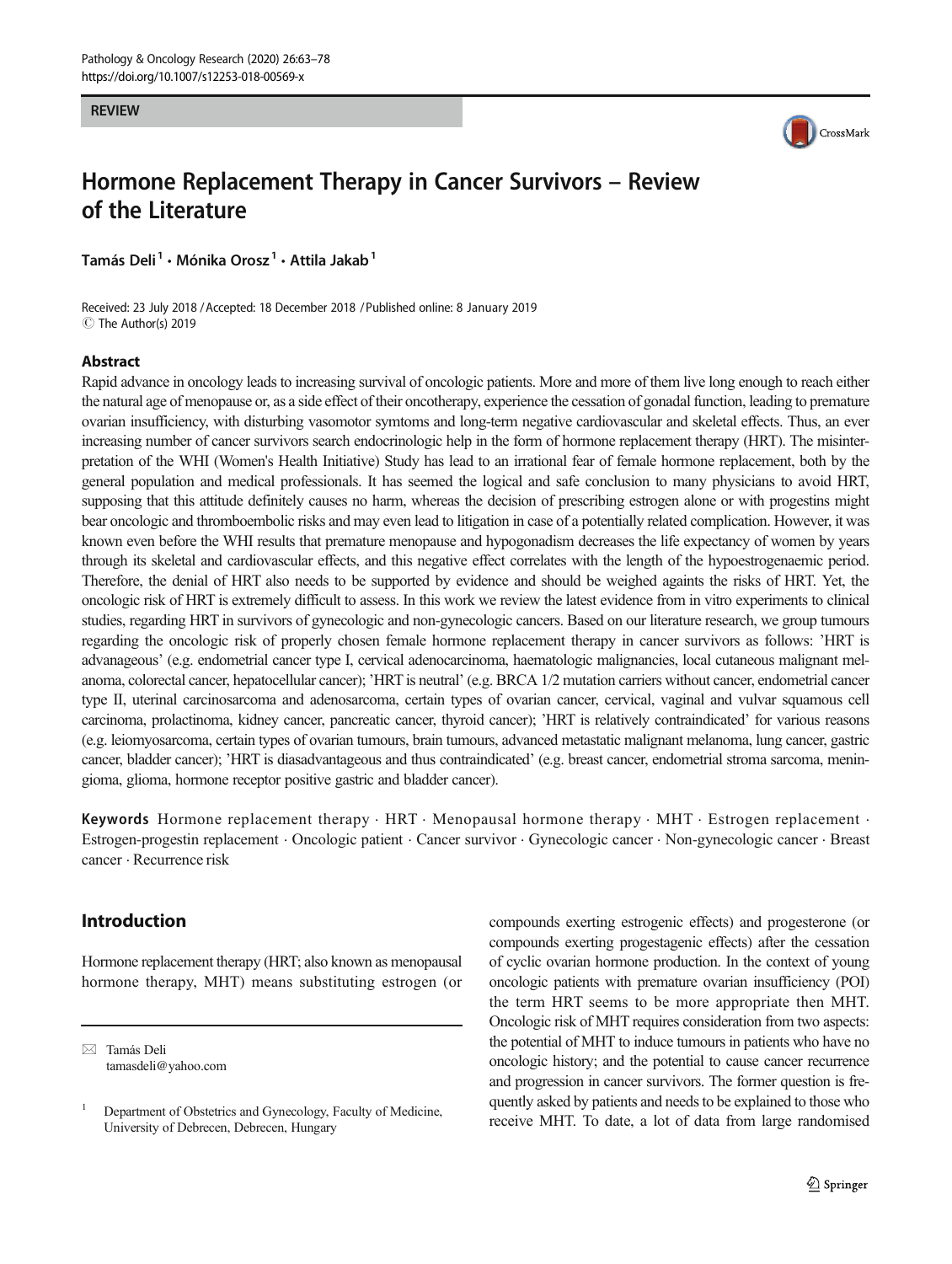REVIEW

# Hormone Replacement Therapy in Cancer Survivors – Review of the Literature

Tamás Deli[1] · Mónika Orosz[1] · Attila Jakab[1]

Received: 23 July 2018 / Accepted: 18 December 2018 / Published online: 8 January 2019
© The Author(s) 2019

## Abstract

Rapid advance in oncology leads to increasing survival of oncologic patients. More and more of them live long enough to reach either the natural age of menopause or, as a side effect of their oncotherapy, experience the cessation of gonadal function, leading to premature ovarian insufficiency, with disturbing vasomotor symtoms and long-term negative cardiovascular and skeletal effects. Thus, an ever increasing number of cancer survivors search endocrinologic help in the form of hormone replacement therapy (HRT). The misinterpretation of the WHI (Women's Health Initiative) Study has lead to an irrational fear of female hormone replacement, both by the general population and medical professionals. It has seemed the logical and safe conclusion to many physicians to avoid HRT, supposing that this attitude definitely causes no harm, whereas the decision of prescribing estrogen alone or with progestins might bear oncologic and thromboembolic risks and may even lead to litigation in case of a potentially related complication. However, it was known even before the WHI results that premature menopause and hypogonadism decreases the life expectancy of women by years through its skeletal and cardiovascular effects, and this negative effect correlates with the length of the hypoestrogenaemic period. Therefore, the denial of HRT also needs to be supported by evidence and should be weighed againts the risks of HRT. Yet, the oncologic risk of HRT is extremely difficult to assess. In this work we review the latest evidence from in vitro experiments to clinical studies, regarding HRT in survivors of gynecologic and non-gynecologic cancers. Based on our literature research, we group tumours regarding the oncologic risk of properly chosen female hormone replacement therapy in cancer survivors as follows: 'HRT is advanageous' (e.g. endometrial cancer type I, cervical adenocarcinoma, haematologic malignancies, local cutaneous malignant melanoma, colorectal cancer, hepatocellular cancer); 'HRT is neutral' (e.g. BRCA 1/2 mutation carriers without cancer, endometrial cancer type II, uterinal carcinosarcoma and adenosarcoma, certain types of ovarian cancer, cervical, vaginal and vulvar squamous cell carcinoma, prolactinoma, kidney cancer, pancreatic cancer, thyroid cancer); 'HRT is relatively contraindicated' for various reasons (e.g. leiomyosarcoma, certain types of ovarian tumours, brain tumours, advanced metastatic malignant melanoma, lung cancer, gastric cancer, bladder cancer); 'HRT is diasadvantageous and thus contraindicated' (e.g. breast cancer, endometrial stroma sarcoma, meningioma, glioma, hormone receptor positive gastric and bladder cancer).

**Keywords** Hormone replacement therapy · HRT · Menopausal hormone therapy · MHT · Estrogen replacement · Estrogen-progestin replacement · Oncologic patient · Cancer survivor · Gynecologic cancer · Non-gynecologic cancer · Breast cancer · Recurrence risk

## Introduction

Hormone replacement therapy (HRT; also known as menopausal hormone therapy, MHT) means substituting estrogen (or compounds exerting estrogenic effects) and progesterone (or compounds exerting progestagenic effects) after the cessation of cyclic ovarian hormone production. In the context of young oncologic patients with premature ovarian insufficiency (POI) the term HRT seems to be more appropriate then MHT. Oncologic risk of MHT requires consideration from two aspects: the potential of MHT to induce tumours in patients who have no oncologic history; and the potential to cause cancer recurrence and progression in cancer survivors. The former question is frequently asked by patients and needs to be explained to those who receive MHT. To date, a lot of data from large randomised

✉ Tamás Deli
tamasdeli@yahoo.com

[1] Department of Obstetrics and Gynecology, Faculty of Medicine, University of Debrecen, Debrecen, Hungary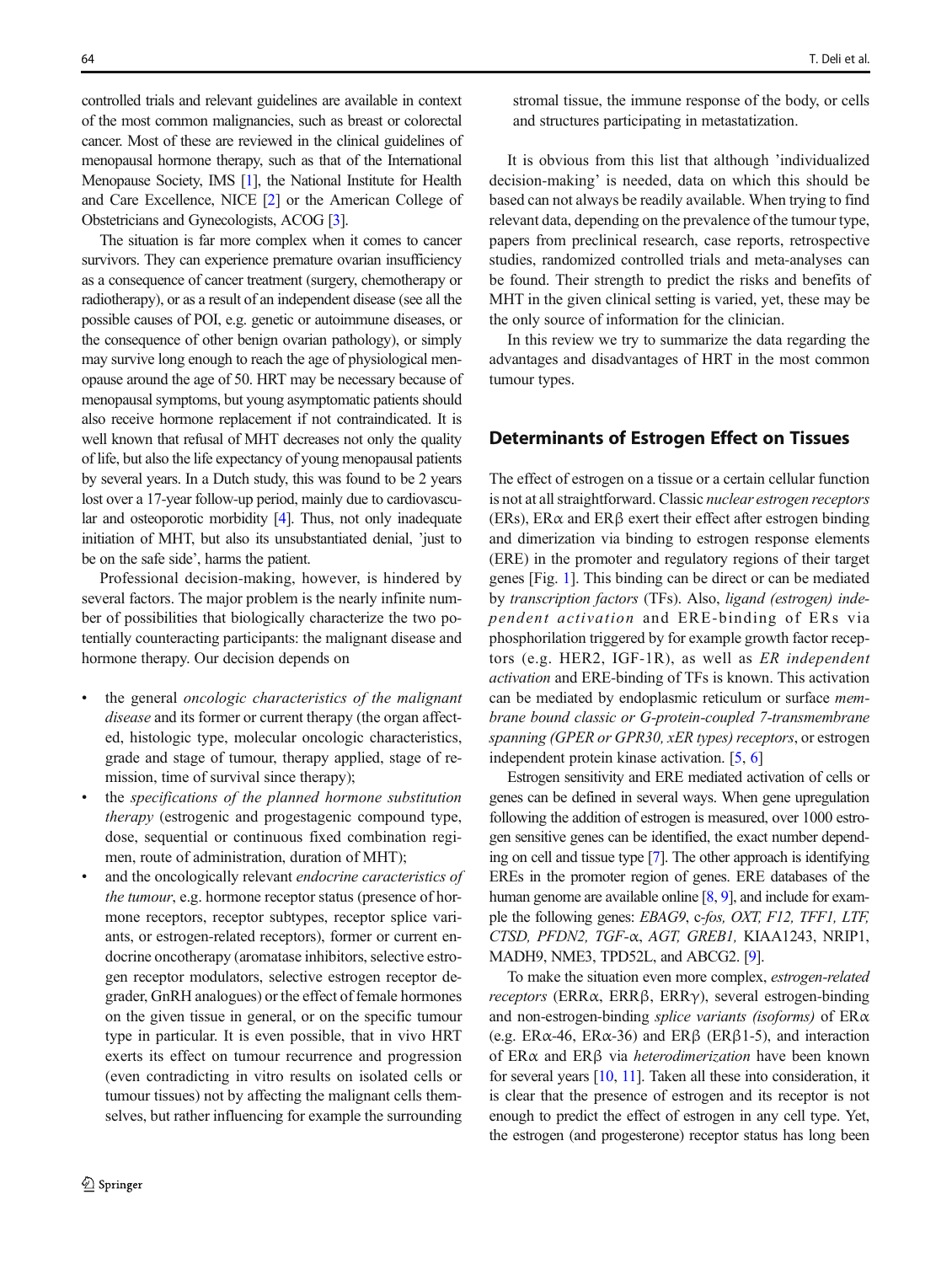controlled trials and relevant guidelines are available in context of the most common malignancies, such as breast or colorectal cancer. Most of these are reviewed in the clinical guidelines of menopausal hormone therapy, such as that of the International Menopause Society, IMS [1], the National Institute for Health and Care Excellence, NICE [2] or the American College of Obstetricians and Gynecologists, ACOG [3].

The situation is far more complex when it comes to cancer survivors. They can experience premature ovarian insufficiency as a consequence of cancer treatment (surgery, chemotherapy or radiotherapy), or as a result of an independent disease (see all the possible causes of POI, e.g. genetic or autoimmune diseases, or the consequence of other benign ovarian pathology), or simply may survive long enough to reach the age of physiological menopause around the age of 50. HRT may be necessary because of menopausal symptoms, but young asymptomatic patients should also receive hormone replacement if not contraindicated. It is well known that refusal of MHT decreases not only the quality of life, but also the life expectancy of young menopausal patients by several years. In a Dutch study, this was found to be 2 years lost over a 17-year follow-up period, mainly due to cardiovascular and osteoporotic morbidity [4]. Thus, not only inadequate initiation of MHT, but also its unsubstantiated denial, 'just to be on the safe side', harms the patient.

Professional decision-making, however, is hindered by several factors. The major problem is the nearly infinite number of possibilities that biologically characterize the two potentially counteracting participants: the malignant disease and hormone therapy. Our decision depends on

- the general *oncologic characteristics of the malignant disease* and its former or current therapy (the organ affected, histologic type, molecular oncologic characteristics, grade and stage of tumour, therapy applied, stage of remission, time of survival since therapy);
- the *specifications of the planned hormone substitution therapy* (estrogenic and progestagenic compound type, dose, sequential or continuous fixed combination regimen, route of administration, duration of MHT);
- and the oncologically relevant *endocrine caracteristics of the tumour*, e.g. hormone receptor status (presence of hormone receptors, receptor subtypes, receptor splice variants, or estrogen-related receptors), former or current endocrine oncotherapy (aromatase inhibitors, selective estrogen receptor modulators, selective estrogen receptor degrader, GnRH analogues) or the effect of female hormones on the given tissue in general, or on the specific tumour type in particular. It is even possible, that in vivo HRT exerts its effect on tumour recurrence and progression (even contradicting in vitro results on isolated cells or tumour tissues) not by affecting the malignant cells themselves, but rather influencing for example the surrounding stromal tissue, the immune response of the body, or cells and structures participating in metastatization.

It is obvious from this list that although 'individualized decision-making' is needed, data on which this should be based can not always be readily available. When trying to find relevant data, depending on the prevalence of the tumour type, papers from preclinical research, case reports, retrospective studies, randomized controlled trials and meta-analyses can be found. Their strength to predict the risks and benefits of MHT in the given clinical setting is varied, yet, these may be the only source of information for the clinician.

In this review we try to summarize the data regarding the advantages and disadvantages of HRT in the most common tumour types.

## Determinants of Estrogen Effect on Tissues

The effect of estrogen on a tissue or a certain cellular function is not at all straightforward. Classic *nuclear estrogen receptors* (ERs), ERα and ERβ exert their effect after estrogen binding and dimerization via binding to estrogen response elements (ERE) in the promoter and regulatory regions of their target genes [Fig. 1]. This binding can be direct or can be mediated by *transcription factors* (TFs). Also, *ligand (estrogen) independent activation* and ERE-binding of ERs via phosphorilation triggered by for example growth factor receptors (e.g. HER2, IGF-1R), as well as *ER independent activation* and ERE-binding of TFs is known. This activation can be mediated by endoplasmic reticulum or surface *membrane bound classic or G-protein-coupled 7-transmembrane spanning (GPER or GPR30, xER types) receptors*, or estrogen independent protein kinase activation. [5, 6]

Estrogen sensitivity and ERE mediated activation of cells or genes can be defined in several ways. When gene upregulation following the addition of estrogen is measured, over 1000 estrogen sensitive genes can be identified, the exact number depending on cell and tissue type [7]. The other approach is identifying EREs in the promoter region of genes. ERE databases of the human genome are available online [8, 9], and include for example the following genes: *EBAG9*, c-*fos, OXT, F12, TFF1, LTF, CTSD, PFDN2, TGF*-α, *AGT, GREB1,* KIAA1243, NRIP1, MADH9, NME3, TPD52L, and ABCG2. [9].

To make the situation even more complex, *estrogen-related receptors* (ERRα, ERRβ, ERRγ), several estrogen-binding and non-estrogen-binding *splice variants (isoforms)* of ERα (e.g. ERα-46, ERα-36) and ERβ (ERβ1-5), and interaction of ERα and ERβ via *heterodimerization* have been known for several years [10, 11]. Taken all these into consideration, it is clear that the presence of estrogen and its receptor is not enough to predict the effect of estrogen in any cell type. Yet, the estrogen (and progesterone) receptor status has long been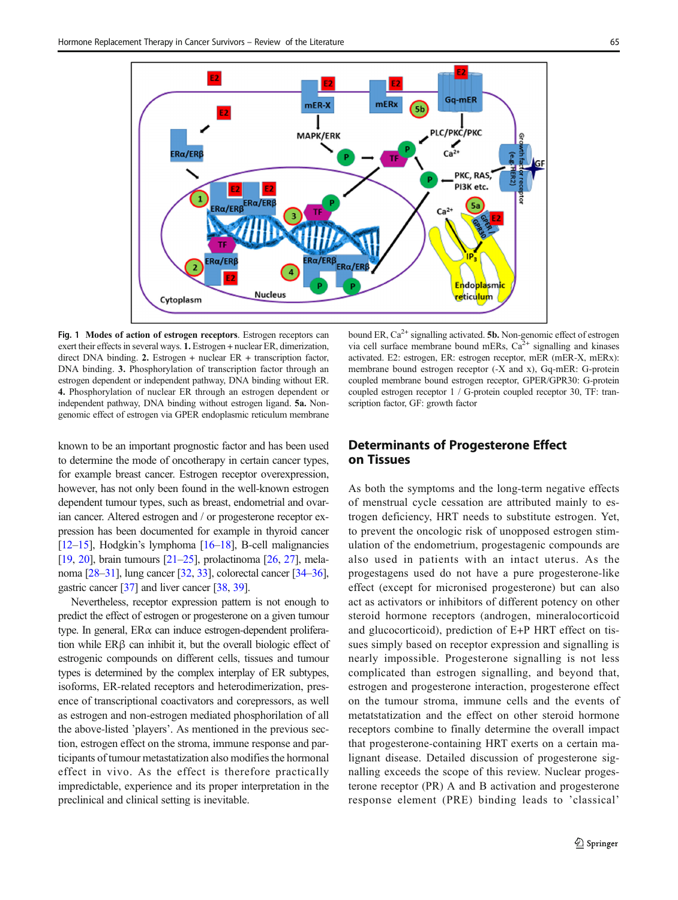**Fig. 1** **Modes of action of estrogen receptors**. Estrogen receptors can exert their effects in several ways. **1.** Estrogen + nuclear ER, dimerization, direct DNA binding. **2.** Estrogen + nuclear ER + transcription factor, DNA binding. **3.** Phosphorylation of transcription factor through an estrogen dependent or independent pathway, DNA binding without ER. **4.** Phosphorylation of nuclear ER through an estrogen dependent or independent pathway, DNA binding without estrogen ligand. **5a.** Non-genomic effect of estrogen via GPER endoplasmic reticulum membrane bound ER, $Ca^{2+}$ signalling activated. **5b.** Non-genomic effect of estrogen via cell surface membrane bound mERs, $Ca^{2+}$ signalling and kinases activated. E2: estrogen, ER: estrogen receptor, mER (mER-X, mERx): membrane bound estrogen receptor (-X and x), Gq-mER: G-protein coupled membrane bound estrogen receptor, GPER/GPR30: G-protein coupled estrogen receptor 1 / G-protein coupled receptor 30, TF: transcription factor, GF: growth factor

known to be an important prognostic factor and has been used to determine the mode of oncotherapy in certain cancer types, for example breast cancer. Estrogen receptor overexpression, however, has not only been found in the well-known estrogen dependent tumour types, such as breast, endometrial and ovarian cancer. Altered estrogen and / or progesterone receptor expression has been documented for example in thyroid cancer [12–15], Hodgkin's lymphoma [16–18], B-cell malignancies [19, 20], brain tumours [21–25], prolactinoma [26, 27], melanoma [28–31], lung cancer [32, 33], colorectal cancer [34–36], gastric cancer [37] and liver cancer [38, 39].

Nevertheless, receptor expression pattern is not enough to predict the effect of estrogen or progesterone on a given tumour type. In general, ERα can induce estrogen-dependent proliferation while ERβ can inhibit it, but the overall biologic effect of estrogenic compounds on different cells, tissues and tumour types is determined by the complex interplay of ER subtypes, isoforms, ER-related receptors and heterodimerization, presence of transcriptional coactivators and corepressors, as well as estrogen and non-estrogen mediated phosphorilation of all the above-listed 'players'. As mentioned in the previous section, estrogen effect on the stroma, immune response and participants of tumour metastatization also modifies the hormonal effect in vivo. As the effect is therefore practically impredictable, experience and its proper interpretation in the preclinical and clinical setting is inevitable.

## Determinants of Progesterone Effect on Tissues

As both the symptoms and the long-term negative effects of menstrual cycle cessation are attributed mainly to estrogen deficiency, HRT needs to substitute estrogen. Yet, to prevent the oncologic risk of unopposed estrogen stimulation of the endometrium, progestagenic compounds are also used in patients with an intact uterus. As the progestagens used do not have a pure progesterone-like effect (except for micronised progesterone) but can also act as activators or inhibitors of different potency on other steroid hormone receptors (androgen, mineralocorticoid and glucocorticoid), prediction of E+P HRT effect on tissues simply based on receptor expression and signalling is nearly impossible. Progesterone signalling is not less complicated than estrogen signalling, and beyond that, estrogen and progesterone interaction, progesterone effect on the tumour stroma, immune cells and the events of metatstatization and the effect on other steroid hormone receptors combine to finally determine the overall impact that progesterone-containing HRT exerts on a certain malignant disease. Detailed discussion of progesterone signalling exceeds the scope of this review. Nuclear progesterone receptor (PR) A and B activation and progesterone response element (PRE) binding leads to 'classical'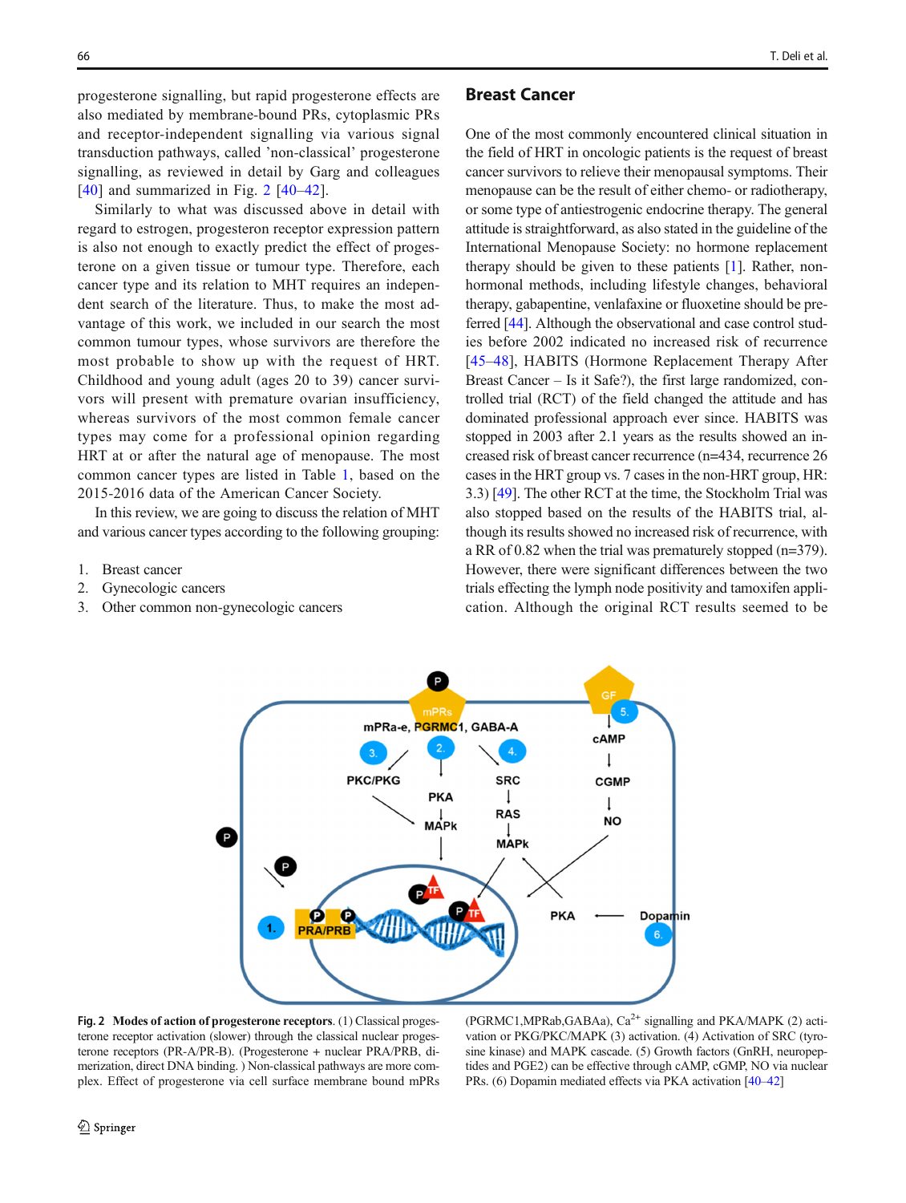progesterone signalling, but rapid progesterone effects are also mediated by membrane-bound PRs, cytoplasmic PRs and receptor-independent signalling via various signal transduction pathways, called 'non-classical' progesterone signalling, as reviewed in detail by Garg and colleagues [40] and summarized in Fig. 2 [40–42].

Similarly to what was discussed above in detail with regard to estrogen, progesterone receptor expression pattern is also not enough to exactly predict the effect of progesterone on a given tissue or tumour type. Therefore, each cancer type and its relation to MHT requires an independent search of the literature. Thus, to make the most advantage of this work, we included in our search the most common tumour types, whose survivors are therefore the most probable to show up with the request of HRT. Childhood and young adult (ages 20 to 39) cancer survivors will present with premature ovarian insufficiency, whereas survivors of the most common female cancer types may come for a professional opinion regarding HRT at or after the natural age of menopause. The most common cancer types are listed in Table 1, based on the 2015-2016 data of the American Cancer Society.

In this review, we are going to discuss the relation of MHT and various cancer types according to the following grouping:

1. Breast cancer
2. Gynecologic cancers
3. Other common non-gynecologic cancers

## Breast Cancer

One of the most commonly encountered clinical situation in the field of HRT in oncologic patients is the request of breast cancer survivors to relieve their menopausal symptoms. Their menopause can be the result of either chemo- or radiotherapy, or some type of antiestrogenic endocrine therapy. The general attitude is straightforward, as also stated in the guideline of the International Menopause Society: no hormone replacement therapy should be given to these patients [1]. Rather, non-hormonal methods, including lifestyle changes, behavioral therapy, gabapentine, venlafaxine or fluoxetine should be preferred [44]. Although the observational and case control studies before 2002 indicated no increased risk of recurrence [45–48], HABITS (Hormone Replacement Therapy After Breast Cancer – Is it Safe?), the first large randomized, controlled trial (RCT) of the field changed the attitude and has dominated professional approach ever since. HABITS was stopped in 2003 after 2.1 years as the results showed an increased risk of breast cancer recurrence (n=434, recurrence 26 cases in the HRT group vs. 7 cases in the non-HRT group, HR: 3.3) [49]. The other RCT at the time, the Stockholm Trial was also stopped based on the results of the HABITS trial, although its results showed no increased risk of recurrence, with a RR of 0.82 when the trial was prematurely stopped (n=379). However, there were significant differences between the two trials effecting the lymph node positivity and tamoxifen application. Although the original RCT results seemed to be

**Fig. 2 Modes of action of progesterone receptors.** (1) Classical progesterone receptor activation (slower) through the classical nuclear progesterone receptors (PR-A/PR-B). (Progesterone + nuclear PRA/PRB, dimerization, direct DNA binding. ) Non-classical pathways are more complex. Effect of progesterone via cell surface membrane bound mPRs (PGRMC1,MPRab,GABAa), $Ca^{2+}$ signalling and PKA/MAPK (2) activation or PKG/PKC/MAPK (3) activation. (4) Activation of SRC (tyrosine kinase) and MAPK cascade. (5) Growth factors (GnRH, neuropeptides and PGE2) can be effective through cAMP, cGMP, NO via nuclear PRs. (6) Dopamin mediated effects via PKA activation [40–42]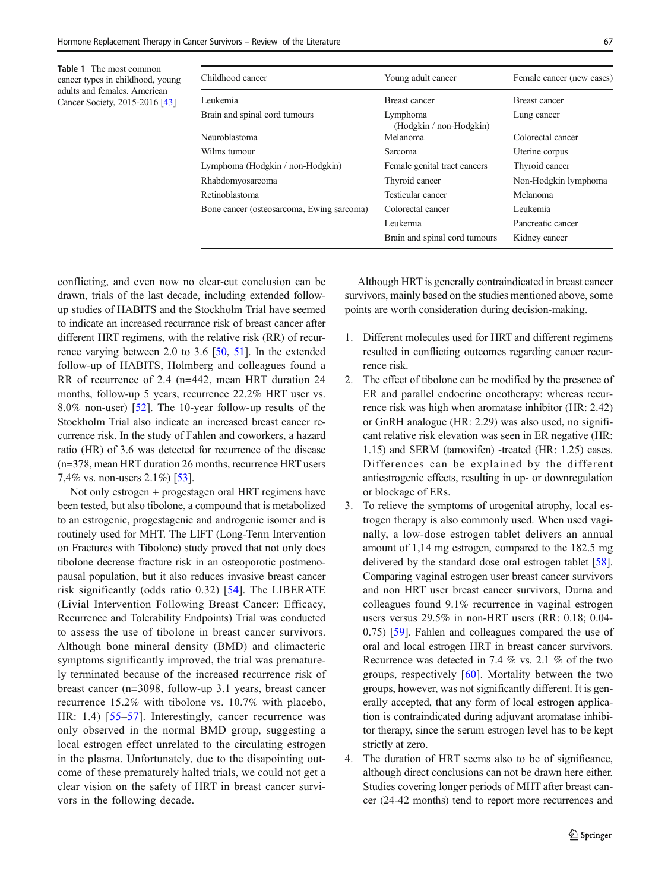**Table 1** The most common cancer types in childhood, young adults and females. American Cancer Society, 2015-2016 [43]

| Childhood cancer | Young adult cancer | Female cancer (new cases) |
|---|---|---|
| Leukemia | Breast cancer | Breast cancer |
| Brain and spinal cord tumours | Lymphoma (Hodgkin / non-Hodgkin) | Lung cancer |
| Neuroblastoma | Melanoma | Colorectal cancer |
| Wilms tumour | Sarcoma | Uterine corpus |
| Lymphoma (Hodgkin / non-Hodgkin) | Female genital tract cancers | Thyroid cancer |
| Rhabdomyosarcoma | Thyroid cancer | Non-Hodgkin lymphoma |
| Retinoblastoma | Testicular cancer | Melanoma |
| Bone cancer (osteosarcoma, Ewing sarcoma) | Colorectal cancer | Leukemia |
| | Leukemia | Pancreatic cancer |
| | Brain and spinal cord tumours | Kidney cancer |

conflicting, and even now no clear-cut conclusion can be drawn, trials of the last decade, including extended follow-up studies of HABITS and the Stockholm Trial have seemed to indicate an increased recurrance risk of breast cancer after different HRT regimens, with the relative risk (RR) of recurrence varying between 2.0 to 3.6 [50, 51]. In the extended follow-up of HABITS, Holmberg and colleagues found a RR of recurrence of 2.4 (n=442, mean HRT duration 24 months, follow-up 5 years, recurrence 22.2% HRT user vs. 8.0% non-user) [52]. The 10-year follow-up results of the Stockholm Trial also indicate an increased breast cancer recurrence risk. In the study of Fahlen and coworkers, a hazard ratio (HR) of 3.6 was detected for recurrence of the disease (n=378, mean HRT duration 26 months, recurrence HRT users 7,4% vs. non-users 2.1%) [53].

Not only estrogen + progestagen oral HRT regimens have been tested, but also tibolone, a compound that is metabolized to an estrogenic, progestagenic and androgenic isomer and is routinely used for MHT. The LIFT (Long-Term Intervention on Fractures with Tibolone) study proved that not only does tibolone decrease fracture risk in an osteoporotic postmenopausal population, but it also reduces invasive breast cancer risk significantly (odds ratio 0.32) [54]. The LIBERATE (Livial Intervention Following Breast Cancer: Efficacy, Recurrence and Tolerability Endpoints) Trial was conducted to assess the use of tibolone in breast cancer survivors. Although bone mineral density (BMD) and climacteric symptoms significantly improved, the trial was prematurely terminated because of the increased recurrence risk of breast cancer (n=3098, follow-up 3.1 years, breast cancer recurrence 15.2% with tibolone vs. 10.7% with placebo, HR: 1.4) [55–57]. Interestingly, cancer recurrence was only observed in the normal BMD group, suggesting a local estrogen effect unrelated to the circulating estrogen in the plasma. Unfortunately, due to the disapointing outcome of these prematurely halted trials, we could not get a clear vision on the safety of HRT in breast cancer survivors in the following decade.

Although HRT is generally contraindicated in breast cancer survivors, mainly based on the studies mentioned above, some points are worth consideration during decision-making.

1. Different molecules used for HRT and different regimens resulted in conflicting outcomes regarding cancer recurrence risk.
2. The effect of tibolone can be modified by the presence of ER and parallel endocrine oncotherapy: whereas recurrence risk was high when aromatase inhibitor (HR: 2.42) or GnRH analogue (HR: 2.29) was also used, no significant relative risk elevation was seen in ER negative (HR: 1.15) and SERM (tamoxifen) -treated (HR: 1.25) cases. Differences can be explained by the different antiestrogenic effects, resulting in up- or downregulation or blockage of ERs.
3. To relieve the symptoms of urogenital atrophy, local estrogen therapy is also commonly used. When used vaginally, a low-dose estrogen tablet delivers an annual amount of 1,14 mg estrogen, compared to the 182.5 mg delivered by the standard dose oral estrogen tablet [58]. Comparing vaginal estrogen user breast cancer survivors and non HRT user breast cancer survivors, Durna and colleagues found 9.1% recurrence in vaginal estrogen users versus 29.5% in non-HRT users (RR: 0.18; 0.04-0.75) [59]. Fahlen and colleagues compared the use of oral and local estrogen HRT in breast cancer survivors. Recurrence was detected in 7.4 % vs. 2.1 % of the two groups, respectively [60]. Mortality between the two groups, however, was not significantly different. It is generally accepted, that any form of local estrogen application is contraindicated during adjuvant aromatase inhibitor therapy, since the serum estrogen level has to be kept strictly at zero.
4. The duration of HRT seems also to be of significance, although direct conclusions can not be drawn here either. Studies covering longer periods of MHT after breast cancer (24-42 months) tend to report more recurrences and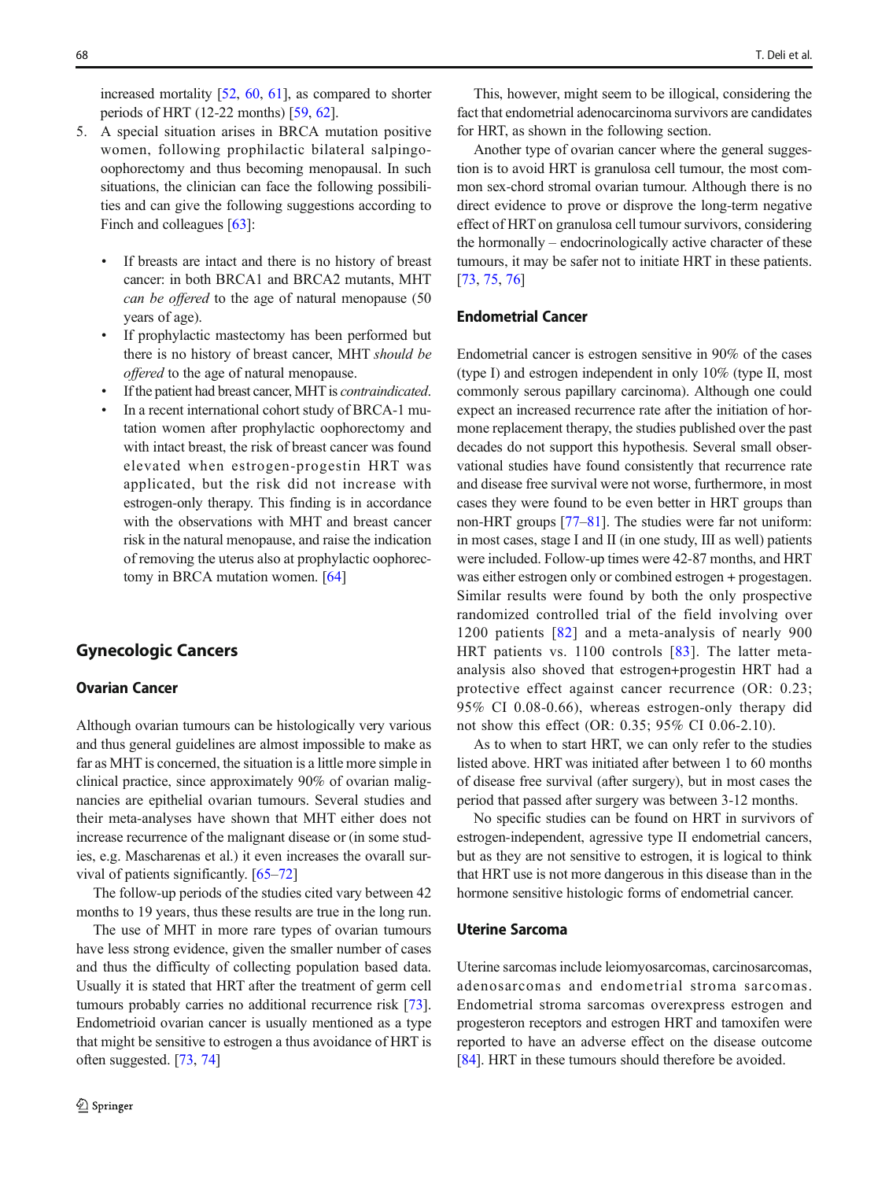increased mortality [52, 60, 61], as compared to shorter periods of HRT (12-22 months) [59, 62].

5. A special situation arises in BRCA mutation positive women, following prophilactic bilateral salpingo-oophorectomy and thus becoming menopausal. In such situations, the clinician can face the following possibilities and can give the following suggestions according to Finch and colleagues [63]:

   - If breasts are intact and there is no history of breast cancer: in both BRCA1 and BRCA2 mutants, MHT *can be offered* to the age of natural menopause (50 years of age).
   - If prophylactic mastectomy has been performed but there is no history of breast cancer, MHT *should be offered* to the age of natural menopause.
   - If the patient had breast cancer, MHT is *contraindicated*.
   - In a recent international cohort study of BRCA-1 mutation women after prophylactic oophorectomy and with intact breast, the risk of breast cancer was found elevated when estrogen-progestin HRT was applicated, but the risk did not increase with estrogen-only therapy. This finding is in accordance with the observations with MHT and breast cancer risk in the natural menopause, and raise the indication of removing the uterus also at prophylactic oophorectomy in BRCA mutation women. [64]

## Gynecologic Cancers

### Ovarian Cancer

Although ovarian tumours can be histologically very various and thus general guidelines are almost impossible to make as far as MHT is concerned, the situation is a little more simple in clinical practice, since approximately 90% of ovarian malignancies are epithelial ovarian tumours. Several studies and their meta-analyses have shown that MHT either does not increase recurrence of the malignant disease or (in some studies, e.g. Mascharenas et al.) it even increases the ovarall survival of patients significantly. [65–72]

The follow-up periods of the studies cited vary between 42 months to 19 years, thus these results are true in the long run.

The use of MHT in more rare types of ovarian tumours have less strong evidence, given the smaller number of cases and thus the difficulty of collecting population based data. Usually it is stated that HRT after the treatment of germ cell tumours probably carries no additional recurrence risk [73]. Endometrioid ovarian cancer is usually mentioned as a type that might be sensitive to estrogen a thus avoidance of HRT is often suggested. [73, 74]

This, however, might seem to be illogical, considering the fact that endometrial adenocarcinoma survivors are candidates for HRT, as shown in the following section.

Another type of ovarian cancer where the general suggestion is to avoid HRT is granulosa cell tumour, the most common sex-chord stromal ovarian tumour. Although there is no direct evidence to prove or disprove the long-term negative effect of HRT on granulosa cell tumour survivors, considering the hormonally – endocrinologically active character of these tumours, it may be safer not to initiate HRT in these patients. [73, 75, 76]

### Endometrial Cancer

Endometrial cancer is estrogen sensitive in 90% of the cases (type I) and estrogen independent in only 10% (type II, most commonly serous papillary carcinoma). Although one could expect an increased recurrence rate after the initiation of hormone replacement therapy, the studies published over the past decades do not support this hypothesis. Several small observational studies have found consistently that recurrence rate and disease free survival were not worse, furthermore, in most cases they were found to be even better in HRT groups than non-HRT groups [77–81]. The studies were far not uniform: in most cases, stage I and II (in one study, III as well) patients were included. Follow-up times were 42-87 months, and HRT was either estrogen only or combined estrogen + progestagen. Similar results were found by both the only prospective randomized controlled trial of the field involving over 1200 patients [82] and a meta-analysis of nearly 900 HRT patients vs. 1100 controls [83]. The latter meta-analysis also shoved that estrogen+progestin HRT had a protective effect against cancer recurrence (OR: 0.23; 95% CI 0.08-0.66), whereas estrogen-only therapy did not show this effect (OR: 0.35; 95% CI 0.06-2.10).

As to when to start HRT, we can only refer to the studies listed above. HRT was initiated after between 1 to 60 months of disease free survival (after surgery), but in most cases the period that passed after surgery was between 3-12 months.

No specific studies can be found on HRT in survivors of estrogen-independent, agressive type II endometrial cancers, but as they are not sensitive to estrogen, it is logical to think that HRT use is not more dangerous in this disease than in the hormone sensitive histologic forms of endometrial cancer.

### Uterine Sarcoma

Uterine sarcomas include leiomyosarcomas, carcinosarcomas, adenosarcomas and endometrial stroma sarcomas. Endometrial stroma sarcomas overexpress estrogen and progesteron receptors and estrogen HRT and tamoxifen were reported to have an adverse effect on the disease outcome [84]. HRT in these tumours should therefore be avoided.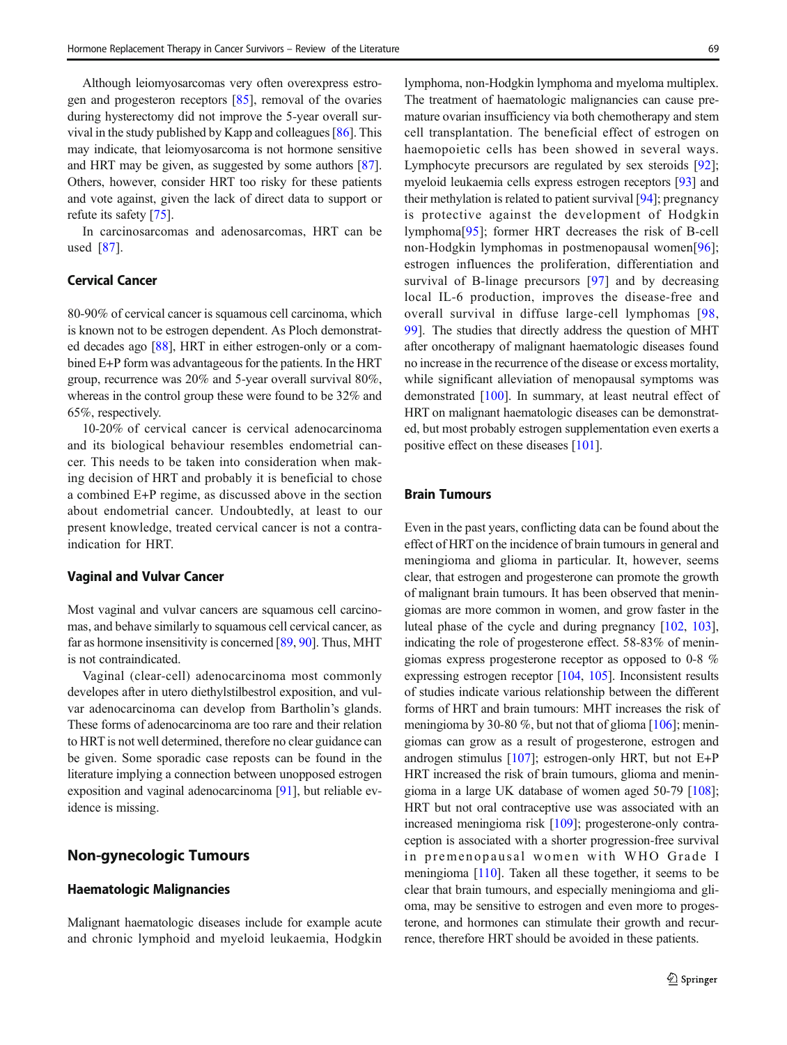Although leiomyosarcomas very often overexpress estrogen and progesteron receptors [85], removal of the ovaries during hysterectomy did not improve the 5-year overall survival in the study published by Kapp and colleagues [86]. This may indicate, that leiomyosarcoma is not hormone sensitive and HRT may be given, as suggested by some authors [87]. Others, however, consider HRT too risky for these patients and vote against, given the lack of direct data to support or refute its safety [75].

In carcinosarcomas and adenosarcomas, HRT can be used [87].

### Cervical Cancer

80-90% of cervical cancer is squamous cell carcinoma, which is known not to be estrogen dependent. As Ploch demonstrated decades ago [88], HRT in either estrogen-only or a combined E+P form was advantageous for the patients. In the HRT group, recurrence was 20% and 5-year overall survival 80%, whereas in the control group these were found to be 32% and 65%, respectively.

10-20% of cervical cancer is cervical adenocarcinoma and its biological behaviour resembles endometrial cancer. This needs to be taken into consideration when making decision of HRT and probably it is beneficial to chose a combined E+P regime, as discussed above in the section about endometrial cancer. Undoubtedly, at least to our present knowledge, treated cervical cancer is not a contraindication for HRT.

### Vaginal and Vulvar Cancer

Most vaginal and vulvar cancers are squamous cell carcinomas, and behave similarly to squamous cell cervical cancer, as far as hormone insensitivity is concerned [89, 90]. Thus, MHT is not contraindicated.

Vaginal (clear-cell) adenocarcinoma most commonly developes after in utero diethylstilbestrol exposition, and vulvar adenocarcinoma can develop from Bartholin's glands. These forms of adenocarcinoma are too rare and their relation to HRT is not well determined, therefore no clear guidance can be given. Some sporadic case reposts can be found in the literature implying a connection between unopposed estrogen exposition and vaginal adenocarcinoma [91], but reliable evidence is missing.

## Non-gynecologic Tumours

### Haematologic Malignancies

Malignant haematologic diseases include for example acute and chronic lymphoid and myeloid leukaemia, Hodgkin lymphoma, non-Hodgkin lymphoma and myeloma multiplex. The treatment of haematologic malignancies can cause premature ovarian insufficiency via both chemotherapy and stem cell transplantation. The beneficial effect of estrogen on haemopoietic cells has been showed in several ways. Lymphocyte precursors are regulated by sex steroids [92]; myeloid leukaemia cells express estrogen receptors [93] and their methylation is related to patient survival [94]; pregnancy is protective against the development of Hodgkin lymphoma[95]; former HRT decreases the risk of B-cell non-Hodgkin lymphomas in postmenopausal women[96]; estrogen influences the proliferation, differentiation and survival of B-linage precursors [97] and by decreasing local IL-6 production, improves the disease-free and overall survival in diffuse large-cell lymphomas [98, 99]. The studies that directly address the question of MHT after oncotherapy of malignant haematologic diseases found no increase in the recurrence of the disease or excess mortality, while significant alleviation of menopausal symptoms was demonstrated [100]. In summary, at least neutral effect of HRT on malignant haematologic diseases can be demonstrated, but most probably estrogen supplementation even exerts a positive effect on these diseases [101].

### Brain Tumours

Even in the past years, conflicting data can be found about the effect of HRT on the incidence of brain tumours in general and meningioma and glioma in particular. It, however, seems clear, that estrogen and progesterone can promote the growth of malignant brain tumours. It has been observed that meningiomas are more common in women, and grow faster in the luteal phase of the cycle and during pregnancy [102, 103], indicating the role of progesterone effect. 58-83% of meningiomas express progesterone receptor as opposed to 0-8 % expressing estrogen receptor [104, 105]. Inconsistent results of studies indicate various relationship between the different forms of HRT and brain tumours: MHT increases the risk of meningioma by 30-80 %, but not that of glioma [106]; meningiomas can grow as a result of progesterone, estrogen and androgen stimulus [107]; estrogen-only HRT, but not E+P HRT increased the risk of brain tumours, glioma and meningioma in a large UK database of women aged 50-79 [108]; HRT but not oral contraceptive use was associated with an increased meningioma risk [109]; progesterone-only contraception is associated with a shorter progression-free survival in premenopausal women with WHO Grade I meningioma [110]. Taken all these together, it seems to be clear that brain tumours, and especially meningioma and glioma, may be sensitive to estrogen and even more to progesterone, and hormones can stimulate their growth and recurrence, therefore HRT should be avoided in these patients.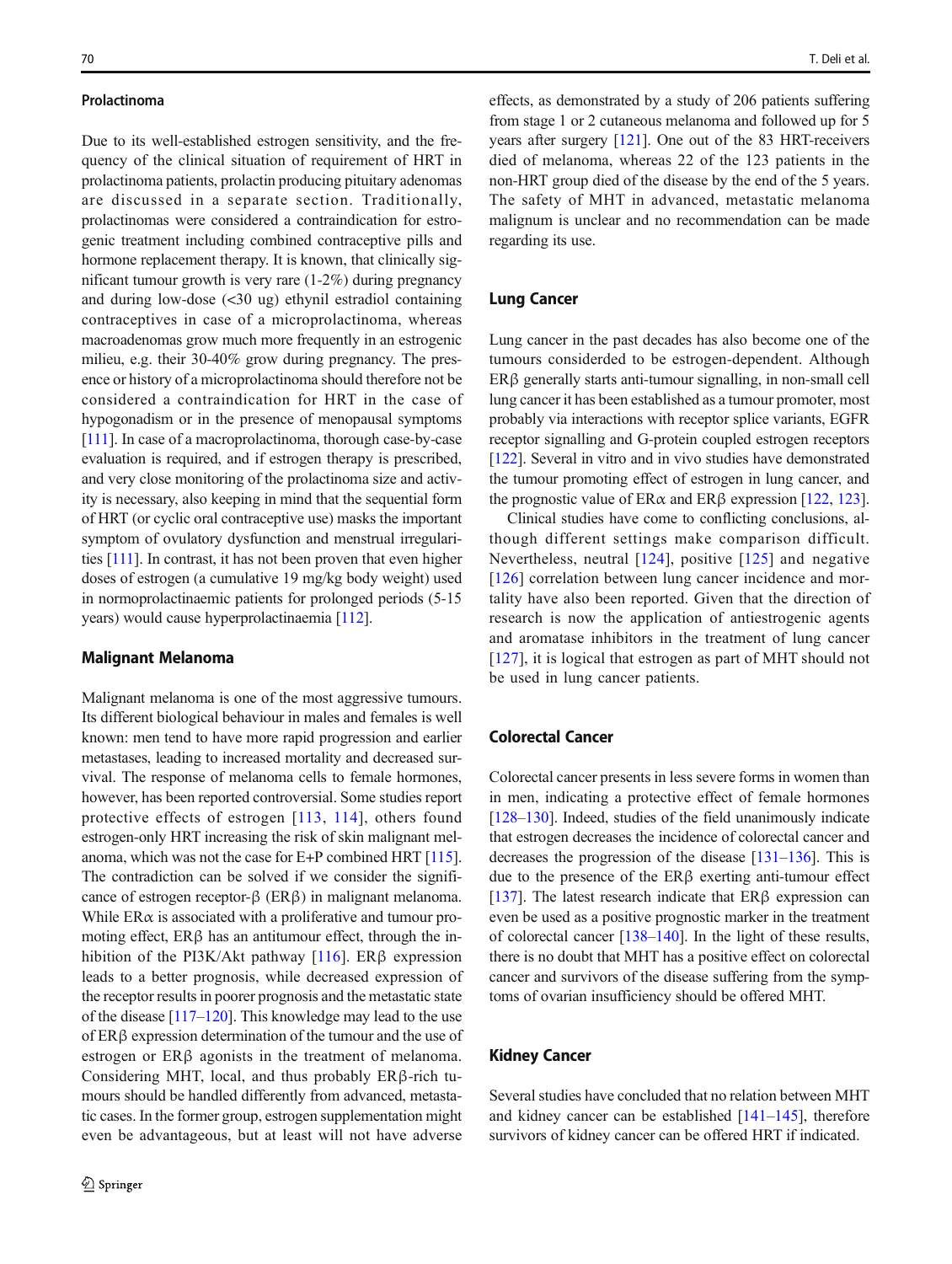### Prolactinoma

Due to its well-established estrogen sensitivity, and the frequency of the clinical situation of requirement of HRT in prolactinoma patients, prolactin producing pituitary adenomas are discussed in a separate section. Traditionally, prolactinomas were considered a contraindication for estrogenic treatment including combined contraceptive pills and hormone replacement therapy. It is known, that clinically significant tumour growth is very rare (1-2%) during pregnancy and during low-dose (<30 ug) ethynil estradiol containing contraceptives in case of a microprolactinoma, whereas macroadenomas grow much more frequently in an estrogenic milieu, e.g. their 30-40% grow during pregnancy. The presence or history of a microprolactinoma should therefore not be considered a contraindication for HRT in the case of hypogonadism or in the presence of menopausal symptoms [111]. In case of a macroprolactinoma, thorough case-by-case evaluation is required, and if estrogen therapy is prescribed, and very close monitoring of the prolactinoma size and activity is necessary, also keeping in mind that the sequential form of HRT (or cyclic oral contraceptive use) masks the important symptom of ovulatory dysfunction and menstrual irregularities [111]. In contrast, it has not been proven that even higher doses of estrogen (a cumulative 19 mg/kg body weight) used in normoprolactinaemic patients for prolonged periods (5-15 years) would cause hyperprolactinaemia [112].

### Malignant Melanoma

Malignant melanoma is one of the most aggressive tumours. Its different biological behaviour in males and females is well known: men tend to have more rapid progression and earlier metastases, leading to increased mortality and decreased survival. The response of melanoma cells to female hormones, however, has been reported controversial. Some studies report protective effects of estrogen [113, 114], others found estrogen-only HRT increasing the risk of skin malignant melanoma, which was not the case for E+P combined HRT [115]. The contradiction can be solved if we consider the significance of estrogen receptor-β (ERβ) in malignant melanoma. While ERα is associated with a proliferative and tumour promoting effect, ERβ has an antitumour effect, through the inhibition of the PI3K/Akt pathway [116]. ERβ expression leads to a better prognosis, while decreased expression of the receptor results in poorer prognosis and the metastatic state of the disease [117–120]. This knowledge may lead to the use of ERβ expression determination of the tumour and the use of estrogen or ERβ agonists in the treatment of melanoma. Considering MHT, local, and thus probably ERβ-rich tumours should be handled differently from advanced, metastatic cases. In the former group, estrogen supplementation might even be advantageous, but at least will not have adverse effects, as demonstrated by a study of 206 patients suffering from stage 1 or 2 cutaneous melanoma and followed up for 5 years after surgery [121]. One out of the 83 HRT-receivers died of melanoma, whereas 22 of the 123 patients in the non-HRT group died of the disease by the end of the 5 years. The safety of MHT in advanced, metastatic melanoma malignum is unclear and no recommendation can be made regarding its use.

### Lung Cancer

Lung cancer in the past decades has also become one of the tumours considerded to be estrogen-dependent. Although ERβ generally starts anti-tumour signalling, in non-small cell lung cancer it has been established as a tumour promoter, most probably via interactions with receptor splice variants, EGFR receptor signalling and G-protein coupled estrogen receptors [122]. Several in vitro and in vivo studies have demonstrated the tumour promoting effect of estrogen in lung cancer, and the prognostic value of ERα and ERβ expression [122, 123].

Clinical studies have come to conflicting conclusions, although different settings make comparison difficult. Nevertheless, neutral [124], positive [125] and negative [126] correlation between lung cancer incidence and mortality have also been reported. Given that the direction of research is now the application of antiestrogenic agents and aromatase inhibitors in the treatment of lung cancer [127], it is logical that estrogen as part of MHT should not be used in lung cancer patients.

### Colorectal Cancer

Colorectal cancer presents in less severe forms in women than in men, indicating a protective effect of female hormones [128–130]. Indeed, studies of the field unanimously indicate that estrogen decreases the incidence of colorectal cancer and decreases the progression of the disease [131–136]. This is due to the presence of the ERβ exerting anti-tumour effect [137]. The latest research indicate that ERβ expression can even be used as a positive prognostic marker in the treatment of colorectal cancer [138–140]. In the light of these results, there is no doubt that MHT has a positive effect on colorectal cancer and survivors of the disease suffering from the symptoms of ovarian insufficiency should be offered MHT.

### Kidney Cancer

Several studies have concluded that no relation between MHT and kidney cancer can be established [141–145], therefore survivors of kidney cancer can be offered HRT if indicated.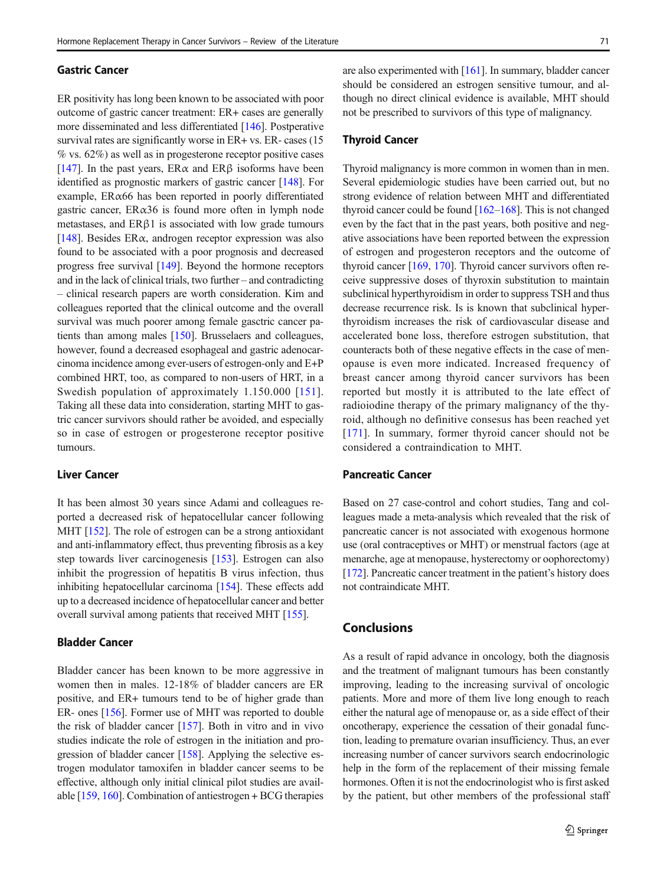### Gastric Cancer

ER positivity has long been known to be associated with poor outcome of gastric cancer treatment: ER+ cases are generally more disseminated and less differentiated [146]. Postperative survival rates are significantly worse in ER+ vs. ER- cases (15 % vs. 62%) as well as in progesterone receptor positive cases [147]. In the past years, ERα and ERβ isoforms have been identified as prognostic markers of gastric cancer [148]. For example, ERα66 has been reported in poorly differentiated gastric cancer, ERα36 is found more often in lymph node metastases, and ERβ1 is associated with low grade tumours [148]. Besides ERα, androgen receptor expression was also found to be associated with a poor prognosis and decreased progress free survival [149]. Beyond the hormone receptors and in the lack of clinical trials, two further – and contradicting – clinical research papers are worth consideration. Kim and colleagues reported that the clinical outcome and the overall survival was much poorer among female gasctric cancer patients than among males [150]. Brusselaers and colleagues, however, found a decreased esophageal and gastric adenocarcinoma incidence among ever-users of estrogen-only and E+P combined HRT, too, as compared to non-users of HRT, in a Swedish population of approximately 1.150.000 [151]. Taking all these data into consideration, starting MHT to gastric cancer survivors should rather be avoided, and especially so in case of estrogen or progesterone receptor positive tumours.

### Liver Cancer

It has been almost 30 years since Adami and colleagues reported a decreased risk of hepatocellular cancer following MHT [152]. The role of estrogen can be a strong antioxidant and anti-inflammatory effect, thus preventing fibrosis as a key step towards liver carcinogenesis [153]. Estrogen can also inhibit the progression of hepatitis B virus infection, thus inhibiting hepatocellular carcinoma [154]. These effects add up to a decreased incidence of hepatocellular cancer and better overall survival among patients that received MHT [155].

### Bladder Cancer

Bladder cancer has been known to be more aggressive in women then in males. 12-18% of bladder cancers are ER positive, and ER+ tumours tend to be of higher grade than ER- ones [156]. Former use of MHT was reported to double the risk of bladder cancer [157]. Both in vitro and in vivo studies indicate the role of estrogen in the initiation and progression of bladder cancer [158]. Applying the selective estrogen modulator tamoxifen in bladder cancer seems to be effective, although only initial clinical pilot studies are available [159, 160]. Combination of antiestrogen + BCG therapies are also experimented with [161]. In summary, bladder cancer should be considered an estrogen sensitive tumour, and although no direct clinical evidence is available, MHT should not be prescribed to survivors of this type of malignancy.

### Thyroid Cancer

Thyroid malignancy is more common in women than in men. Several epidemiologic studies have been carried out, but no strong evidence of relation between MHT and differentiated thyroid cancer could be found [162–168]. This is not changed even by the fact that in the past years, both positive and negative associations have been reported between the expression of estrogen and progesterone receptors and the outcome of thyroid cancer [169, 170]. Thyroid cancer survivors often receive suppressive doses of thyroxin substitution to maintain subclinical hyperthyroidism in order to suppress TSH and thus decrease recurrence risk. Is is known that subclinical hyperthyroidism increases the risk of cardiovascular disease and accelerated bone loss, therefore estrogen substitution, that counteracts both of these negative effects in the case of menopause is even more indicated. Increased frequency of breast cancer among thyroid cancer survivors has been reported but mostly it is attributed to the late effect of radioiodine therapy of the primary malignancy of the thyroid, although no definitive consesus has been reached yet [171]. In summary, former thyroid cancer should not be considered a contraindication to MHT.

### Pancreatic Cancer

Based on 27 case-control and cohort studies, Tang and colleagues made a meta-analysis which revealed that the risk of pancreatic cancer is not associated with exogenous hormone use (oral contraceptives or MHT) or menstrual factors (age at menarche, age at menopause, hysterectomy or oophorectomy) [172]. Pancreatic cancer treatment in the patient's history does not contraindicate MHT.

## Conclusions

As a result of rapid advance in oncology, both the diagnosis and the treatment of malignant tumours has been constantly improving, leading to the increasing survival of oncologic patients. More and more of them live long enough to reach either the natural age of menopause or, as a side effect of their oncotherapy, experience the cessation of their gonadal function, leading to premature ovarian insufficiency. Thus, an ever increasing number of cancer survivors search endocrinologic help in the form of the replacement of their missing female hormones. Often it is not the endocrinologist who is first asked by the patient, but other members of the professional staff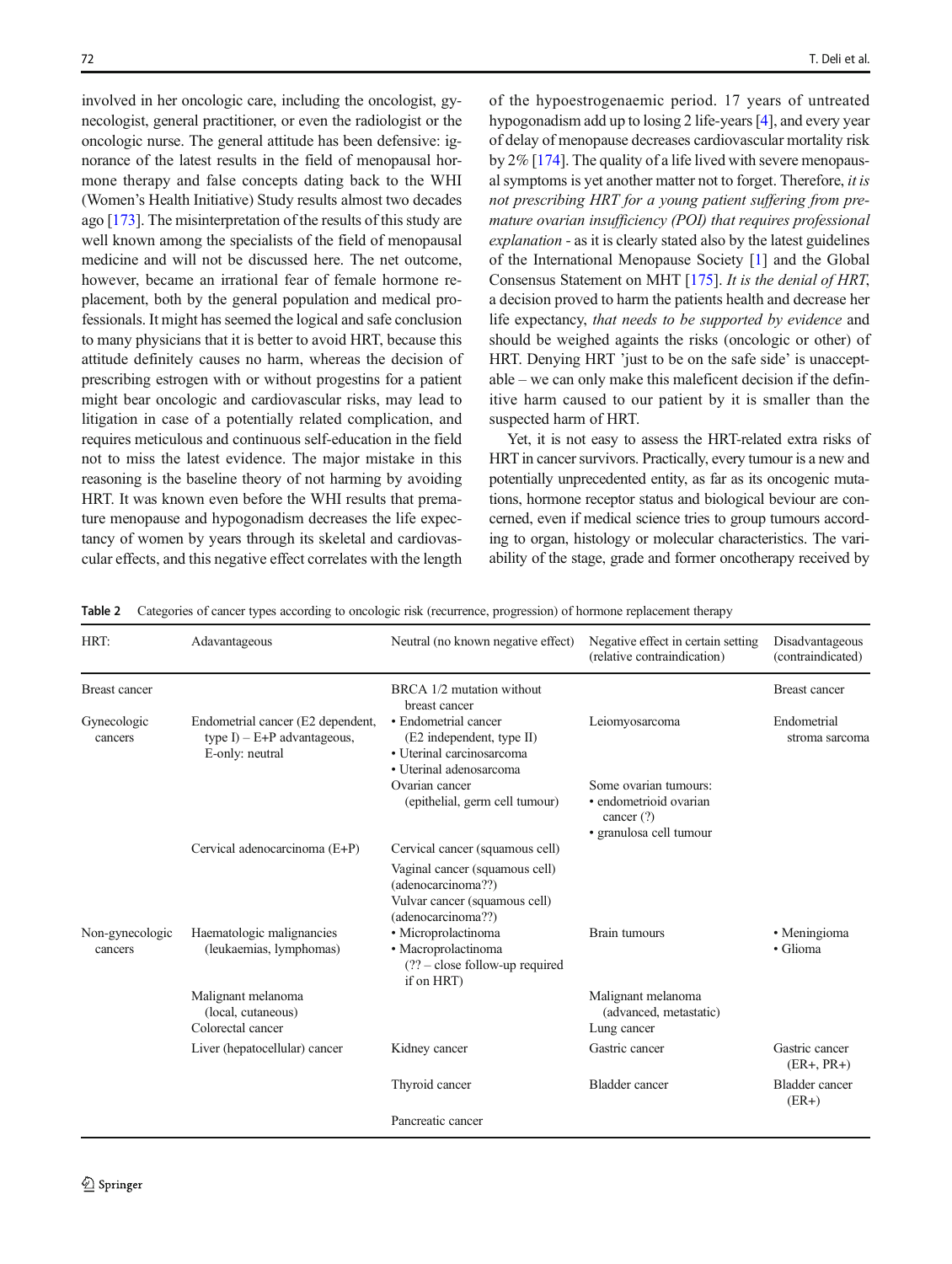involved in her oncologic care, including the oncologist, gynecologist, general practitioner, or even the radiologist or the oncologic nurse. The general attitude has been defensive: ignorance of the latest results in the field of menopausal hormone therapy and false concepts dating back to the WHI (Women's Health Initiative) Study results almost two decades ago [173]. The misinterpretation of the results of this study are well known among the specialists of the field of menopausal medicine and will not be discussed here. The net outcome, however, became an irrational fear of female hormone replacement, both by the general population and medical professionals. It might has seemed the logical and safe conclusion to many physicians that it is better to avoid HRT, because this attitude definitely causes no harm, whereas the decision of prescribing estrogen with or without progestins for a patient might bear oncologic and cardiovascular risks, may lead to litigation in case of a potentially related complication, and requires meticulous and continuous self-education in the field not to miss the latest evidence. The major mistake in this reasoning is the baseline theory of not harming by avoiding HRT. It was known even before the WHI results that premature menopause and hypogonadism decreases the life expectancy of women by years through its skeletal and cardiovascular effects, and this negative effect correlates with the length of the hypoestrogenaemic period. 17 years of untreated hypogonadism add up to losing 2 life-years [4], and every year of delay of menopause decreases cardiovascular mortality risk by 2% [174]. The quality of a life lived with severe menopausal symptoms is yet another matter not to forget. Therefore, *it is not prescribing HRT for a young patient suffering from premature ovarian insufficiency (POI) that requires professional explanation* - as it is clearly stated also by the latest guidelines of the International Menopause Society [1] and the Global Consensus Statement on MHT [175]. *It is the denial of HRT*, a decision proved to harm the patients health and decrease her life expectancy, *that needs to be supported by evidence* and should be weighed againts the risks (oncologic or other) of HRT. Denying HRT 'just to be on the safe side' is unacceptable – we can only make this maleficent decision if the definitive harm caused to our patient by it is smaller than the suspected harm of HRT.

Yet, it is not easy to assess the HRT-related extra risks of HRT in cancer survivors. Practically, every tumour is a new and potentially unprecedented entity, as far as its oncogenic mutations, hormone receptor status and biological beviour are concerned, even if medical science tries to group tumours according to organ, histology or molecular characteristics. The variability of the stage, grade and former oncotherapy received by

**Table 2** Categories of cancer types according to oncologic risk (recurrence, progression) of hormone replacement therapy

| HRT: | Adavantageous | Neutral (no known negative effect) | Negative effect in certain setting (relative contraindication) | Disadvantageous (contraindicated) |
|---|---|---|---|---|
| Breast cancer | | BRCA 1/2 mutation without breast cancer | | Breast cancer |
| Gynecologic cancers | Endometrial cancer (E2 dependent, type I) – E+P advantageous, E-only: neutral | • Endometrial cancer (E2 independent, type II)<br>• Uterinal carcinosarcoma<br>• Uterinal adenosarcoma | Leiomyosarcoma | Endometrial stroma sarcoma |
| | | Ovarian cancer (epithelial, germ cell tumour) | Some ovarian tumours:<br>• endometrioid ovarian cancer (?)<br>• granulosa cell tumour | |
| | Cervical adenocarcinoma (E+P) | Cervical cancer (squamous cell) | | |
| | | Vaginal cancer (squamous cell) (adenocarcinoma??)<br>Vulvar cancer (squamous cell) (adenocarcinoma??) | | |
| Non-gynecologic cancers | Haematologic malignancies (leukaemias, lymphomas) | • Microprolactinoma<br>• Macroprolactinoma (?? – close follow-up required if on HRT) | Brain tumours | • Meningioma<br>• Glioma |
| | Malignant melanoma (local, cutaneous)<br>Colorectal cancer | | Malignant melanoma (advanced, metastatic)<br>Lung cancer | |
| | Liver (hepatocellular) cancer | Kidney cancer | Gastric cancer | Gastric cancer (ER+, PR+) |
| | | Thyroid cancer | Bladder cancer | Bladder cancer (ER+) |
| | | Pancreatic cancer | | |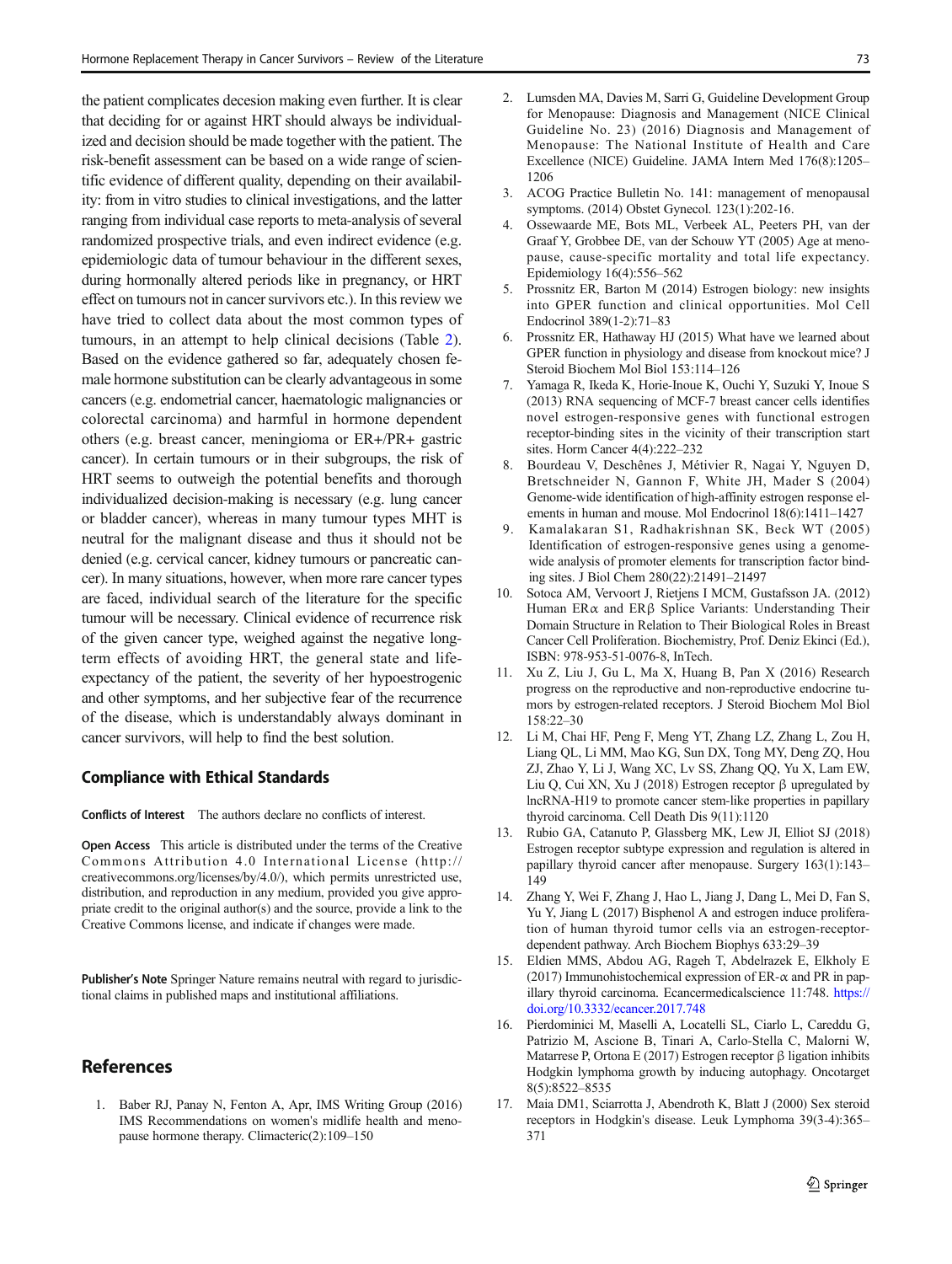the patient complicates decesion making even further. It is clear that deciding for or against HRT should always be individualized and decision should be made together with the patient. The risk-benefit assessment can be based on a wide range of scientific evidence of different quality, depending on their availability: from in vitro studies to clinical investigations, and the latter ranging from individual case reports to meta-analysis of several randomized prospective trials, and even indirect evidence (e.g. epidemiologic data of tumour behaviour in the different sexes, during hormonally altered periods like in pregnancy, or HRT effect on tumours not in cancer survivors etc.). In this review we have tried to collect data about the most common types of tumours, in an attempt to help clinical decisions (Table 2). Based on the evidence gathered so far, adequately chosen female hormone substitution can be clearly advantageous in some cancers (e.g. endometrial cancer, haematologic malignancies or colorectal carcinoma) and harmful in hormone dependent others (e.g. breast cancer, meningioma or ER+/PR+ gastric cancer). In certain tumours or in their subgroups, the risk of HRT seems to outweigh the potential benefits and thorough individualized decision-making is necessary (e.g. lung cancer or bladder cancer), whereas in many tumour types MHT is neutral for the malignant disease and thus it should not be denied (e.g. cervical cancer, kidney tumours or pancreatic cancer). In many situations, however, when more rare cancer types are faced, individual search of the literature for the specific tumour will be necessary. Clinical evidence of recurrence risk of the given cancer type, weighed against the negative long-term effects of avoiding HRT, the general state and life-expectancy of the patient, the severity of her hypoestrogenic and other symptoms, and her subjective fear of the recurrence of the disease, which is understandably always dominant in cancer survivors, will help to find the best solution.

## Compliance with Ethical Standards

**Conflicts of Interest** The authors declare no conflicts of interest.

**Open Access** This article is distributed under the terms of the Creative Commons Attribution 4.0 International License (http://creativecommons.org/licenses/by/4.0/), which permits unrestricted use, distribution, and reproduction in any medium, provided you give appropriate credit to the original author(s) and the source, provide a link to the Creative Commons license, and indicate if changes were made.

**Publisher's Note** Springer Nature remains neutral with regard to jurisdictional claims in published maps and institutional affiliations.

## References

1. Baber RJ, Panay N, Fenton A, Apr, IMS Writing Group (2016) IMS Recommendations on women's midlife health and menopause hormone therapy. Climacteric(2):109–150
2. Lumsden MA, Davies M, Sarri G, Guideline Development Group for Menopause: Diagnosis and Management (NICE Clinical Guideline No. 23) (2016) Diagnosis and Management of Menopause: The National Institute of Health and Care Excellence (NICE) Guideline. JAMA Intern Med 176(8):1205–1206
3. ACOG Practice Bulletin No. 141: management of menopausal symptoms. (2014) Obstet Gynecol. 123(1):202-16.
4. Ossewaarde ME, Bots ML, Verbeek AL, Peeters PH, van der Graaf Y, Grobbee DE, van der Schouw YT (2005) Age at menopause, cause-specific mortality and total life expectancy. Epidemiology 16(4):556–562
5. Prossnitz ER, Barton M (2014) Estrogen biology: new insights into GPER function and clinical opportunities. Mol Cell Endocrinol 389(1-2):71–83
6. Prossnitz ER, Hathaway HJ (2015) What have we learned about GPER function in physiology and disease from knockout mice? J Steroid Biochem Mol Biol 153:114–126
7. Yamaga R, Ikeda K, Horie-Inoue K, Ouchi Y, Suzuki Y, Inoue S (2013) RNA sequencing of MCF-7 breast cancer cells identifies novel estrogen-responsive genes with functional estrogen receptor-binding sites in the vicinity of their transcription start sites. Horm Cancer 4(4):222–232
8. Bourdeau V, Deschênes J, Métivier R, Nagai Y, Nguyen D, Bretschneider N, Gannon F, White JH, Mader S (2004) Genome-wide identification of high-affinity estrogen response elements in human and mouse. Mol Endocrinol 18(6):1411–1427
9. Kamalakaran S1, Radhakrishnan SK, Beck WT (2005) Identification of estrogen-responsive genes using a genome-wide analysis of promoter elements for transcription factor binding sites. J Biol Chem 280(22):21491–21497
10. Sotoca AM, Vervoort J, Rietjens I MCM, Gustafsson JA. (2012) Human ERα and ERβ Splice Variants: Understanding Their Domain Structure in Relation to Their Biological Roles in Breast Cancer Cell Proliferation. Biochemistry, Prof. Deniz Ekinci (Ed.), ISBN: 978-953-51-0076-8, InTech.
11. Xu Z, Liu J, Gu L, Ma X, Huang B, Pan X (2016) Research progress on the reproductive and non-reproductive endocrine tumors by estrogen-related receptors. J Steroid Biochem Mol Biol 158:22–30
12. Li M, Chai HF, Peng F, Meng YT, Zhang LZ, Zhang L, Zou H, Liang QL, Li MM, Mao KG, Sun DX, Tong MY, Deng ZQ, Hou ZJ, Zhao Y, Li J, Wang XC, Lv SS, Zhang QQ, Yu X, Lam EW, Liu Q, Cui XN, Xu J (2018) Estrogen receptor β upregulated by lncRNA-H19 to promote cancer stem-like properties in papillary thyroid carcinoma. Cell Death Dis 9(11):1120
13. Rubio GA, Catanuto P, Glassberg MK, Lew JI, Elliot SJ (2018) Estrogen receptor subtype expression and regulation is altered in papillary thyroid cancer after menopause. Surgery 163(1):143–149
14. Zhang Y, Wei F, Zhang J, Hao L, Jiang J, Dang L, Mei D, Fan S, Yu Y, Jiang L (2017) Bisphenol A and estrogen induce proliferation of human thyroid tumor cells via an estrogen-receptor-dependent pathway. Arch Biochem Biophys 633:29–39
15. Eldien MMS, Abdou AG, Rageh T, Abdelrazek E, Elkholy E (2017) Immunohistochemical expression of ER-α and PR in papillary thyroid carcinoma. Ecancermedicalscience 11:748. https://doi.org/10.3332/ecancer.2017.748
16. Pierdominici M, Maselli A, Locatelli SL, Ciarlo L, Careddu G, Patrizio M, Ascione B, Tinari A, Carlo-Stella C, Malorni W, Matarrese P, Ortona E (2017) Estrogen receptor β ligation inhibits Hodgkin lymphoma growth by inducing autophagy. Oncotarget 8(5):8522–8535
17. Maia DM1, Sciarrotta J, Abendroth K, Blatt J (2000) Sex steroid receptors in Hodgkin's disease. Leuk Lymphoma 39(3-4):365–371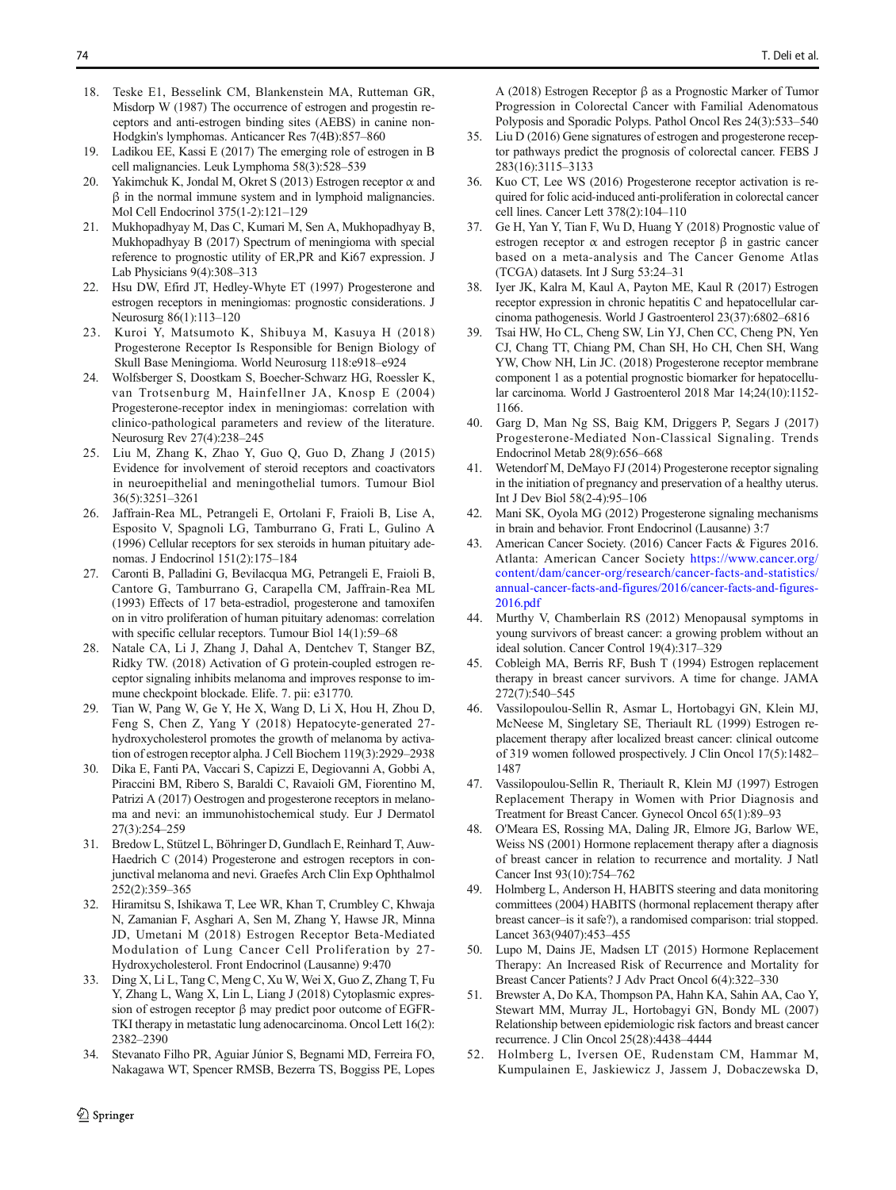18. Teske E1, Besselink CM, Blankenstein MA, Rutteman GR, Misdorp W (1987) The occurrence of estrogen and progestin receptors and anti-estrogen binding sites (AEBS) in canine non-Hodgkin's lymphomas. Anticancer Res 7(4B):857–860
19. Ladikou EE, Kassi E (2017) The emerging role of estrogen in B cell malignancies. Leuk Lymphoma 58(3):528–539
20. Yakimchuk K, Jondal M, Okret S (2013) Estrogen receptor α and β in the normal immune system and in lymphoid malignancies. Mol Cell Endocrinol 375(1-2):121–129
21. Mukhopadhyay M, Das C, Kumari M, Sen A, Mukhopadhyay B, Mukhopadhyay B (2017) Spectrum of meningioma with special reference to prognostic utility of ER,PR and Ki67 expression. J Lab Physicians 9(4):308–313
22. Hsu DW, Efird JT, Hedley-Whyte ET (1997) Progesterone and estrogen receptors in meningiomas: prognostic considerations. J Neurosurg 86(1):113–120
23. Kuroi Y, Matsumoto K, Shibuya M, Kasuya H (2018) Progesterone Receptor Is Responsible for Benign Biology of Skull Base Meningioma. World Neurosurg 118:e918–e924
24. Wolfsberger S, Doostkam S, Boecher-Schwarz HG, Roessler K, van Trotsenburg M, Hainfellner JA, Knosp E (2004) Progesterone-receptor index in meningiomas: correlation with clinico-pathological parameters and review of the literature. Neurosurg Rev 27(4):238–245
25. Liu M, Zhang K, Zhao Y, Guo Q, Guo D, Zhang J (2015) Evidence for involvement of steroid receptors and coactivators in neuroepithelial and meningothelial tumors. Tumour Biol 36(5):3251–3261
26. Jaffrain-Rea ML, Petrangeli E, Ortolani F, Fraioli B, Lise A, Esposito V, Spagnoli LG, Tamburrano G, Frati L, Gulino A (1996) Cellular receptors for sex steroids in human pituitary adenomas. J Endocrinol 151(2):175–184
27. Caronti B, Palladini G, Bevilacqua MG, Petrangeli E, Fraioli B, Cantore G, Tamburrano G, Carapella CM, Jaffrain-Rea ML (1993) Effects of 17 beta-estradiol, progesterone and tamoxifen on in vitro proliferation of human pituitary adenomas: correlation with specific cellular receptors. Tumour Biol 14(1):59–68
28. Natale CA, Li J, Zhang J, Dahal A, Dentchev T, Stanger BZ, Ridky TW. (2018) Activation of G protein-coupled estrogen receptor signaling inhibits melanoma and improves response to immune checkpoint blockade. Elife. 7. pii: e31770.
29. Tian W, Pang W, Ge Y, He X, Wang D, Li X, Hou H, Zhou D, Feng S, Chen Z, Yang Y (2018) Hepatocyte-generated 27-hydroxycholesterol promotes the growth of melanoma by activation of estrogen receptor alpha. J Cell Biochem 119(3):2929–2938
30. Dika E, Fanti PA, Vaccari S, Capizzi E, Degiovanni A, Gobbi A, Piraccini BM, Ribero S, Baraldi C, Ravaioli GM, Fiorentino M, Patrizi A (2017) Oestrogen and progesterone receptors in melanoma and nevi: an immunohistochemical study. Eur J Dermatol 27(3):254–259
31. Bredow L, Stützel L, Böhringer D, Gundlach E, Reinhard T, Auw-Haedrich C (2014) Progesterone and estrogen receptors in conjunctival melanoma and nevi. Graefes Arch Clin Exp Ophthalmol 252(2):359–365
32. Hiramitsu S, Ishikawa T, Lee WR, Khan T, Crumbley C, Khwaja N, Zamanian F, Asghari A, Sen M, Zhang Y, Hawse JR, Minna JD, Umetani M (2018) Estrogen Receptor Beta-Mediated Modulation of Lung Cancer Cell Proliferation by 27-Hydroxycholesterol. Front Endocrinol (Lausanne) 9:470
33. Ding X, Li L, Tang C, Meng C, Xu W, Wei X, Guo Z, Zhang T, Fu Y, Zhang L, Wang X, Lin L, Liang J (2018) Cytoplasmic expression of estrogen receptor β may predict poor outcome of EGFR-TKI therapy in metastatic lung adenocarcinoma. Oncol Lett 16(2): 2382–2390
34. Stevanato Filho PR, Aguiar Júnior S, Begnami MD, Ferreira FO, Nakagawa WT, Spencer RMSB, Bezerra TS, Boggiss PE, Lopes A (2018) Estrogen Receptor β as a Prognostic Marker of Tumor Progression in Colorectal Cancer with Familial Adenomatous Polyposis and Sporadic Polyps. Pathol Oncol Res 24(3):533–540
35. Liu D (2016) Gene signatures of estrogen and progesterone receptor pathways predict the prognosis of colorectal cancer. FEBS J 283(16):3115–3133
36. Kuo CT, Lee WS (2016) Progesterone receptor activation is required for folic acid-induced anti-proliferation in colorectal cancer cell lines. Cancer Lett 378(2):104–110
37. Ge H, Yan Y, Tian F, Wu D, Huang Y (2018) Prognostic value of estrogen receptor α and estrogen receptor β in gastric cancer based on a meta-analysis and The Cancer Genome Atlas (TCGA) datasets. Int J Surg 53:24–31
38. Iyer JK, Kalra M, Kaul A, Payton ME, Kaul R (2017) Estrogen receptor expression in chronic hepatitis C and hepatocellular carcinoma pathogenesis. World J Gastroenterol 23(37):6802–6816
39. Tsai HW, Ho CL, Cheng SW, Lin YJ, Chen CC, Cheng PN, Yen CJ, Chang TT, Chiang PM, Chan SH, Ho CH, Chen SH, Wang YW, Chow NH, Lin JC. (2018) Progesterone receptor membrane component 1 as a potential prognostic biomarker for hepatocellular carcinoma. World J Gastroenterol 2018 Mar 14;24(10):1152-1166.
40. Garg D, Man Ng SS, Baig KM, Driggers P, Segars J (2017) Progesterone-Mediated Non-Classical Signaling. Trends Endocrinol Metab 28(9):656–668
41. Wetendorf M, DeMayo FJ (2014) Progesterone receptor signaling in the initiation of pregnancy and preservation of a healthy uterus. Int J Dev Biol 58(2-4):95–106
42. Mani SK, Oyola MG (2012) Progesterone signaling mechanisms in brain and behavior. Front Endocrinol (Lausanne) 3:7
43. American Cancer Society. (2016) Cancer Facts & Figures 2016. Atlanta: American Cancer Society https://www.cancer.org/content/dam/cancer-org/research/cancer-facts-and-statistics/annual-cancer-facts-and-figures/2016/cancer-facts-and-figures-2016.pdf
44. Murthy V, Chamberlain RS (2012) Menopausal symptoms in young survivors of breast cancer: a growing problem without an ideal solution. Cancer Control 19(4):317–329
45. Cobleigh MA, Berris RF, Bush T (1994) Estrogen replacement therapy in breast cancer survivors. A time for change. JAMA 272(7):540–545
46. Vassilopoulou-Sellin R, Asmar L, Hortobagyi GN, Klein MJ, McNeese M, Singletary SE, Theriault RL (1999) Estrogen replacement therapy after localized breast cancer: clinical outcome of 319 women followed prospectively. J Clin Oncol 17(5):1482–1487
47. Vassilopoulou-Sellin R, Theriault R, Klein MJ (1997) Estrogen Replacement Therapy in Women with Prior Diagnosis and Treatment for Breast Cancer. Gynecol Oncol 65(1):89–93
48. O'Meara ES, Rossing MA, Daling JR, Elmore JG, Barlow WE, Weiss NS (2001) Hormone replacement therapy after a diagnosis of breast cancer in relation to recurrence and mortality. J Natl Cancer Inst 93(10):754–762
49. Holmberg L, Anderson H, HABITS steering and data monitoring committees (2004) HABITS (hormonal replacement therapy after breast cancer–is it safe?), a randomised comparison: trial stopped. Lancet 363(9407):453–455
50. Lupo M, Dains JE, Madsen LT (2015) Hormone Replacement Therapy: An Increased Risk of Recurrence and Mortality for Breast Cancer Patients? J Adv Pract Oncol 6(4):322–330
51. Brewster A, Do KA, Thompson PA, Hahn KA, Sahin AA, Cao Y, Stewart MM, Murray JL, Hortobagyi GN, Bondy ML (2007) Relationship between epidemiologic risk factors and breast cancer recurrence. J Clin Oncol 25(28):4438–4444
52. Holmberg L, Iversen OE, Rudenstam CM, Hammar M, Kumpulainen E, Jaskiewicz J, Jassem J, Dobaczewska D,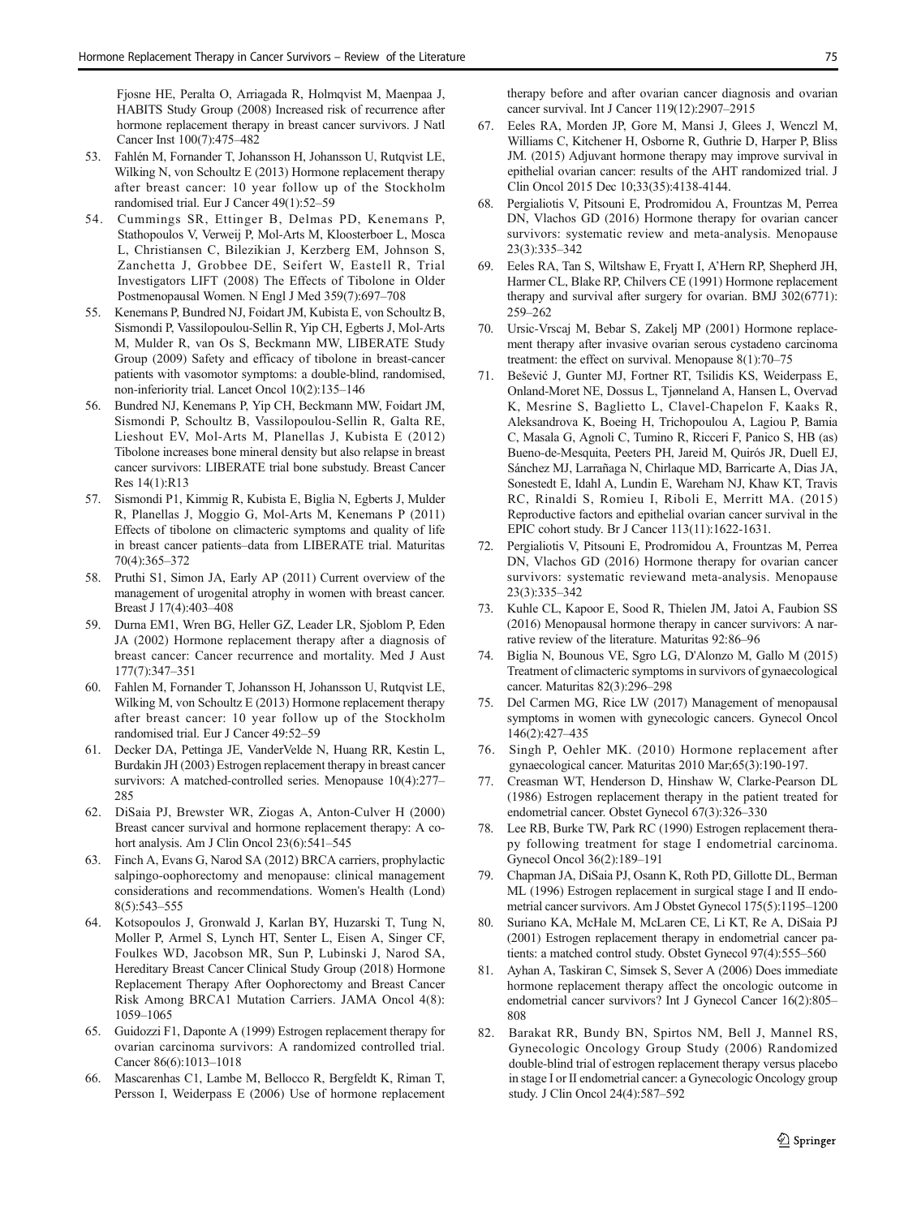Fjosne HE, Peralta O, Arriagada R, Holmqvist M, Maenpaa J, HABITS Study Group (2008) Increased risk of recurrence after hormone replacement therapy in breast cancer survivors. J Natl Cancer Inst 100(7):475–482

53. Fahlén M, Fornander T, Johansson H, Johansson U, Rutqvist LE, Wilking N, von Schoultz E (2013) Hormone replacement therapy after breast cancer: 10 year follow up of the Stockholm randomised trial. Eur J Cancer 49(1):52–59
54. Cummings SR, Ettinger B, Delmas PD, Kenemans P, Stathopoulos V, Verweij P, Mol-Arts M, Kloosterboer L, Mosca L, Christiansen C, Bilezikian J, Kerzberg EM, Johnson S, Zanchetta J, Grobbee DE, Seifert W, Eastell R, Trial Investigators LIFT (2008) The Effects of Tibolone in Older Postmenopausal Women. N Engl J Med 359(7):697–708
55. Kenemans P, Bundred NJ, Foidart JM, Kubista E, von Schoultz B, Sismondi P, Vassilopoulou-Sellin R, Yip CH, Egberts J, Mol-Arts M, Mulder R, van Os S, Beckmann MW, LIBERATE Study Group (2009) Safety and efficacy of tibolone in breast-cancer patients with vasomotor symptoms: a double-blind, randomised, non-inferiority trial. Lancet Oncol 10(2):135–146
56. Bundred NJ, Kenemans P, Yip CH, Beckmann MW, Foidart JM, Sismondi P, Schoultz B, Vassilopoulou-Sellin R, Galta RE, Lieshout EV, Mol-Arts M, Planellas J, Kubista E (2012) Tibolone increases bone mineral density but also relapse in breast cancer survivors: LIBERATE trial bone substudy. Breast Cancer Res 14(1):R13
57. Sismondi P1, Kimmig R, Kubista E, Biglia N, Egberts J, Mulder R, Planellas J, Moggio G, Mol-Arts M, Kenemans P (2011) Effects of tibolone on climacteric symptoms and quality of life in breast cancer patients–data from LIBERATE trial. Maturitas 70(4):365–372
58. Pruthi S1, Simon JA, Early AP (2011) Current overview of the management of urogenital atrophy in women with breast cancer. Breast J 17(4):403–408
59. Durna EM1, Wren BG, Heller GZ, Leader LR, Sjoblom P, Eden JA (2002) Hormone replacement therapy after a diagnosis of breast cancer: Cancer recurrence and mortality. Med J Aust 177(7):347–351
60. Fahlen M, Fornander T, Johansson H, Johansson U, Rutqvist LE, Wilking M, von Schoultz E (2013) Hormone replacement therapy after breast cancer: 10 year follow up of the Stockholm randomised trial. Eur J Cancer 49:52–59
61. Decker DA, Pettinga JE, VanderVelde N, Huang RR, Kestin L, Burdakin JH (2003) Estrogen replacement therapy in breast cancer survivors: A matched-controlled series. Menopause 10(4):277–285
62. DiSaia PJ, Brewster WR, Ziogas A, Anton-Culver H (2000) Breast cancer survival and hormone replacement therapy: A cohort analysis. Am J Clin Oncol 23(6):541–545
63. Finch A, Evans G, Narod SA (2012) BRCA carriers, prophylactic salpingo-oophorectomy and menopause: clinical management considerations and recommendations. Women's Health (Lond) 8(5):543–555
64. Kotsopoulos J, Gronwald J, Karlan BY, Huzarski T, Tung N, Moller P, Armel S, Lynch HT, Senter L, Eisen A, Singer CF, Foulkes WD, Jacobson MR, Sun P, Lubinski J, Narod SA, Hereditary Breast Cancer Clinical Study Group (2018) Hormone Replacement Therapy After Oophorectomy and Breast Cancer Risk Among BRCA1 Mutation Carriers. JAMA Oncol 4(8):1059–1065
65. Guidozzi F1, Daponte A (1999) Estrogen replacement therapy for ovarian carcinoma survivors: A randomized controlled trial. Cancer 86(6):1013–1018
66. Mascarenhas C1, Lambe M, Bellocco R, Bergfeldt K, Riman T, Persson I, Weiderpass E (2006) Use of hormone replacement therapy before and after ovarian cancer diagnosis and ovarian cancer survival. Int J Cancer 119(12):2907–2915
67. Eeles RA, Morden JP, Gore M, Mansi J, Glees J, Wenczl M, Williams C, Kitchener H, Osborne R, Guthrie D, Harper P, Bliss JM. (2015) Adjuvant hormone therapy may improve survival in epithelial ovarian cancer: results of the AHT randomized trial. J Clin Oncol 2015 Dec 10;33(35):4138-4144.
68. Pergialiotis V, Pitsouni E, Prodromidou A, Frountzas M, Perrea DN, Vlachos GD (2016) Hormone therapy for ovarian cancer survivors: systematic review and meta-analysis. Menopause 23(3):335–342
69. Eeles RA, Tan S, Wiltshaw E, Fryatt I, A'Hern RP, Shepherd JH, Harmer CL, Blake RP, Chilvers CE (1991) Hormone replacement therapy and survival after surgery for ovarian. BMJ 302(6771):259–262
70. Ursic-Vrscaj M, Bebar S, Zakelj MP (2001) Hormone replacement therapy after invasive ovarian serous cystadeno carcinoma treatment: the effect on survival. Menopause 8(1):70–75
71. Bešević J, Gunter MJ, Fortner RT, Tsilidis KS, Weiderpass E, Onland-Moret NE, Dossus L, Tjønneland A, Hansen L, Overvad K, Mesrine S, Baglietto L, Clavel-Chapelon F, Kaaks R, Aleksandrova K, Boeing H, Trichopoulou A, Lagiou P, Bamia C, Masala G, Agnoli C, Tumino R, Ricceri F, Panico S, HB (as) Bueno-de-Mesquita, Peeters PH, Jareid M, Quirós JR, Duell EJ, Sánchez MJ, Larrañaga N, Chirlaque MD, Barricarte A, Dias JA, Sonestedt E, Idahl A, Lundin E, Wareham NJ, Khaw KT, Travis RC, Rinaldi S, Romieu I, Riboli E, Merritt MA. (2015) Reproductive factors and epithelial ovarian cancer survival in the EPIC cohort study. Br J Cancer 113(11):1622-1631.
72. Pergialiotis V, Pitsouni E, Prodromidou A, Frountzas M, Perrea DN, Vlachos GD (2016) Hormone therapy for ovarian cancer survivors: systematic reviewand meta-analysis. Menopause 23(3):335–342
73. Kuhle CL, Kapoor E, Sood R, Thielen JM, Jatoi A, Faubion SS (2016) Menopausal hormone therapy in cancer survivors: A narrative review of the literature. Maturitas 92:86–96
74. Biglia N, Bounous VE, Sgro LG, D'Alonzo M, Gallo M (2015) Treatment of climacteric symptoms in survivors of gynaecological cancer. Maturitas 82(3):296–298
75. Del Carmen MG, Rice LW (2017) Management of menopausal symptoms in women with gynecologic cancers. Gynecol Oncol 146(2):427–435
76. Singh P, Oehler MK. (2010) Hormone replacement after gynaecological cancer. Maturitas 2010 Mar;65(3):190-197.
77. Creasman WT, Henderson D, Hinshaw W, Clarke-Pearson DL (1986) Estrogen replacement therapy in the patient treated for endometrial cancer. Obstet Gynecol 67(3):326–330
78. Lee RB, Burke TW, Park RC (1990) Estrogen replacement therapy following treatment for stage I endometrial carcinoma. Gynecol Oncol 36(2):189–191
79. Chapman JA, DiSaia PJ, Osann K, Roth PD, Gillotte DL, Berman ML (1996) Estrogen replacement in surgical stage I and II endometrial cancer survivors. Am J Obstet Gynecol 175(5):1195–1200
80. Suriano KA, McHale M, McLaren CE, Li KT, Re A, DiSaia PJ (2001) Estrogen replacement therapy in endometrial cancer patients: a matched control study. Obstet Gynecol 97(4):555–560
81. Ayhan A, Taskiran C, Simsek S, Sever A (2006) Does immediate hormone replacement therapy affect the oncologic outcome in endometrial cancer survivors? Int J Gynecol Cancer 16(2):805–808
82. Barakat RR, Bundy BN, Spirtos NM, Bell J, Mannel RS, Gynecologic Oncology Group Study (2006) Randomized double-blind trial of estrogen replacement therapy versus placebo in stage I or II endometrial cancer: a Gynecologic Oncology group study. J Clin Oncol 24(4):587–592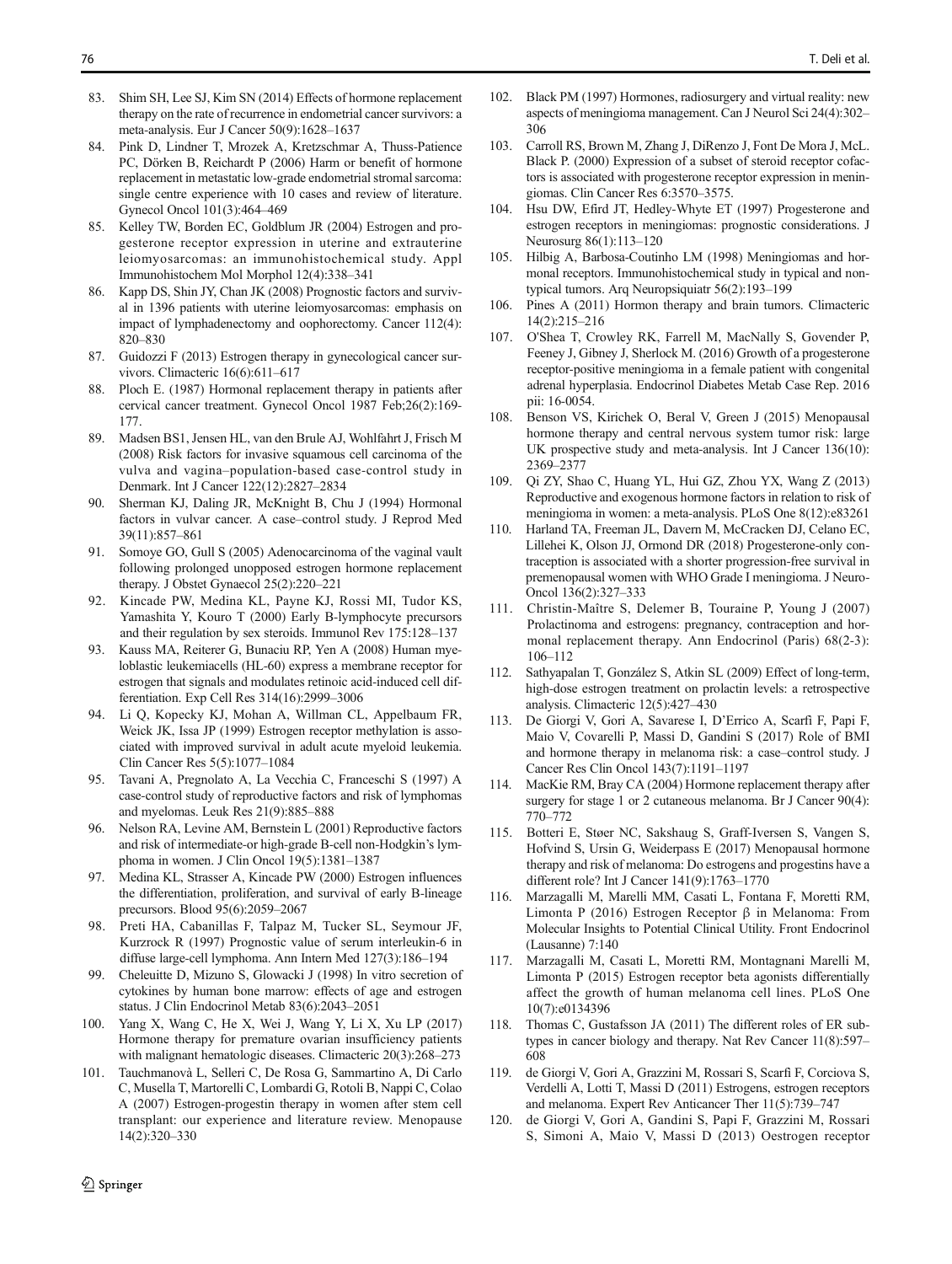83. Shim SH, Lee SJ, Kim SN (2014) Effects of hormone replacement therapy on the rate of recurrence in endometrial cancer survivors: a meta-analysis. Eur J Cancer 50(9):1628–1637
84. Pink D, Lindner T, Mrozek A, Kretzschmar A, Thuss-Patience PC, Dörken B, Reichardt P (2006) Harm or benefit of hormone replacement in metastatic low-grade endometrial stromal sarcoma: single centre experience with 10 cases and review of literature. Gynecol Oncol 101(3):464–469
85. Kelley TW, Borden EC, Goldblum JR (2004) Estrogen and progesterone receptor expression in uterine and extrauterine leiomyosarcomas: an immunohistochemical study. Appl Immunohistochem Mol Morphol 12(4):338–341
86. Kapp DS, Shin JY, Chan JK (2008) Prognostic factors and survival in 1396 patients with uterine leiomyosarcomas: emphasis on impact of lymphadenectomy and oophorectomy. Cancer 112(4): 820–830
87. Guidozzi F (2013) Estrogen therapy in gynecological cancer survivors. Climacteric 16(6):611–617
88. Ploch E. (1987) Hormonal replacement therapy in patients after cervical cancer treatment. Gynecol Oncol 1987 Feb;26(2):169-177.
89. Madsen BS1, Jensen HL, van den Brule AJ, Wohlfahrt J, Frisch M (2008) Risk factors for invasive squamous cell carcinoma of the vulva and vagina–population-based case-control study in Denmark. Int J Cancer 122(12):2827–2834
90. Sherman KJ, Daling JR, McKnight B, Chu J (1994) Hormonal factors in vulvar cancer. A case–control study. J Reprod Med 39(11):857–861
91. Somoye GO, Gull S (2005) Adenocarcinoma of the vaginal vault following prolonged unopposed estrogen hormone replacement therapy. J Obstet Gynaecol 25(2):220–221
92. Kincade PW, Medina KL, Payne KJ, Rossi MI, Tudor KS, Yamashita Y, Kouro T (2000) Early B-lymphocyte precursors and their regulation by sex steroids. Immunol Rev 175:128–137
93. Kauss MA, Reiterer G, Bunaciu RP, Yen A (2008) Human myeloblastic leukemiacells (HL-60) express a membrane receptor for estrogen that signals and modulates retinoic acid-induced cell differentiation. Exp Cell Res 314(16):2999–3006
94. Li Q, Kopecky KJ, Mohan A, Willman CL, Appelbaum FR, Weick JK, Issa JP (1999) Estrogen receptor methylation is associated with improved survival in adult acute myeloid leukemia. Clin Cancer Res 5(5):1077–1084
95. Tavani A, Pregnolato A, La Vecchia C, Franceschi S (1997) A case-control study of reproductive factors and risk of lymphomas and myelomas. Leuk Res 21(9):885–888
96. Nelson RA, Levine AM, Bernstein L (2001) Reproductive factors and risk of intermediate-or high-grade B-cell non-Hodgkin's lymphoma in women. J Clin Oncol 19(5):1381–1387
97. Medina KL, Strasser A, Kincade PW (2000) Estrogen influences the differentiation, proliferation, and survival of early B-lineage precursors. Blood 95(6):2059–2067
98. Preti HA, Cabanillas F, Talpaz M, Tucker SL, Seymour JF, Kurzrock R (1997) Prognostic value of serum interleukin-6 in diffuse large-cell lymphoma. Ann Intern Med 127(3):186–194
99. Cheleuitte D, Mizuno S, Glowacki J (1998) In vitro secretion of cytokines by human bone marrow: effects of age and estrogen status. J Clin Endocrinol Metab 83(6):2043–2051
100. Yang X, Wang C, He X, Wei J, Wang Y, Li X, Xu LP (2017) Hormone therapy for premature ovarian insufficiency patients with malignant hematologic diseases. Climacteric 20(3):268–273
101. Tauchmanovà L, Selleri C, De Rosa G, Sammartino A, Di Carlo C, Musella T, Martorelli C, Lombardi G, Rotoli B, Nappi C, Colao A (2007) Estrogen-progestin therapy in women after stem cell transplant: our experience and literature review. Menopause 14(2):320–330
102. Black PM (1997) Hormones, radiosurgery and virtual reality: new aspects of meningioma management. Can J Neurol Sci 24(4):302–306
103. Carroll RS, Brown M, Zhang J, DiRenzo J, Font De Mora J, McL. Black P. (2000) Expression of a subset of steroid receptor cofactors is associated with progesterone receptor expression in meningiomas. Clin Cancer Res 6:3570–3575.
104. Hsu DW, Efird JT, Hedley-Whyte ET (1997) Progesterone and estrogen receptors in meningiomas: prognostic considerations. J Neurosurg 86(1):113–120
105. Hilbig A, Barbosa-Coutinho LM (1998) Meningiomas and hormonal receptors. Immunohistochemical study in typical and non-typical tumors. Arq Neuropsiquiatr 56(2):193–199
106. Pines A (2011) Hormon therapy and brain tumors. Climacteric 14(2):215–216
107. O'Shea T, Crowley RK, Farrell M, MacNally S, Govender P, Feeney J, Gibney J, Sherlock M. (2016) Growth of a progesterone receptor-positive meningioma in a female patient with congenital adrenal hyperplasia. Endocrinol Diabetes Metab Case Rep. 2016 pii: 16-0054.
108. Benson VS, Kirichek O, Beral V, Green J (2015) Menopausal hormone therapy and central nervous system tumor risk: large UK prospective study and meta-analysis. Int J Cancer 136(10): 2369–2377
109. Qi ZY, Shao C, Huang YL, Hui GZ, Zhou YX, Wang Z (2013) Reproductive and exogenous hormone factors in relation to risk of meningioma in women: a meta-analysis. PLoS One 8(12):e83261
110. Harland TA, Freeman JL, Davern M, McCracken DJ, Celano EC, Lillehei K, Olson JJ, Ormond DR (2018) Progesterone-only contraception is associated with a shorter progression-free survival in premenopausal women with WHO Grade I meningioma. J Neuro-Oncol 136(2):327–333
111. Christin-Maître S, Delemer B, Touraine P, Young J (2007) Prolactinoma and estrogens: pregnancy, contraception and hormonal replacement therapy. Ann Endocrinol (Paris) 68(2-3): 106–112
112. Sathyapalan T, González S, Atkin SL (2009) Effect of long-term, high-dose estrogen treatment on prolactin levels: a retrospective analysis. Climacteric 12(5):427–430
113. De Giorgi V, Gori A, Savarese I, D'Errico A, Scarfì F, Papi F, Maio V, Covarelli P, Massi D, Gandini S (2017) Role of BMI and hormone therapy in melanoma risk: a case–control study. J Cancer Res Clin Oncol 143(7):1191–1197
114. MacKie RM, Bray CA (2004) Hormone replacement therapy after surgery for stage 1 or 2 cutaneous melanoma. Br J Cancer 90(4): 770–772
115. Botteri E, Støer NC, Sakshaug S, Graff-Iversen S, Vangen S, Hofvind S, Ursin G, Weiderpass E (2017) Menopausal hormone therapy and risk of melanoma: Do estrogens and progestins have a different role? Int J Cancer 141(9):1763–1770
116. Marzagalli M, Marelli MM, Casati L, Fontana F, Moretti RM, Limonta P (2016) Estrogen Receptor β in Melanoma: From Molecular Insights to Potential Clinical Utility. Front Endocrinol (Lausanne) 7:140
117. Marzagalli M, Casati L, Moretti RM, Montagnani Marelli M, Limonta P (2015) Estrogen receptor beta agonists differentially affect the growth of human melanoma cell lines. PLoS One 10(7):e0134396
118. Thomas C, Gustafsson JA (2011) The different roles of ER subtypes in cancer biology and therapy. Nat Rev Cancer 11(8):597–608
119. de Giorgi V, Gori A, Grazzini M, Rossari S, Scarfì F, Corciova S, Verdelli A, Lotti T, Massi D (2011) Estrogens, estrogen receptors and melanoma. Expert Rev Anticancer Ther 11(5):739–747
120. de Giorgi V, Gori A, Gandini S, Papi F, Grazzini M, Rossari S, Simoni A, Maio V, Massi D (2013) Oestrogen receptor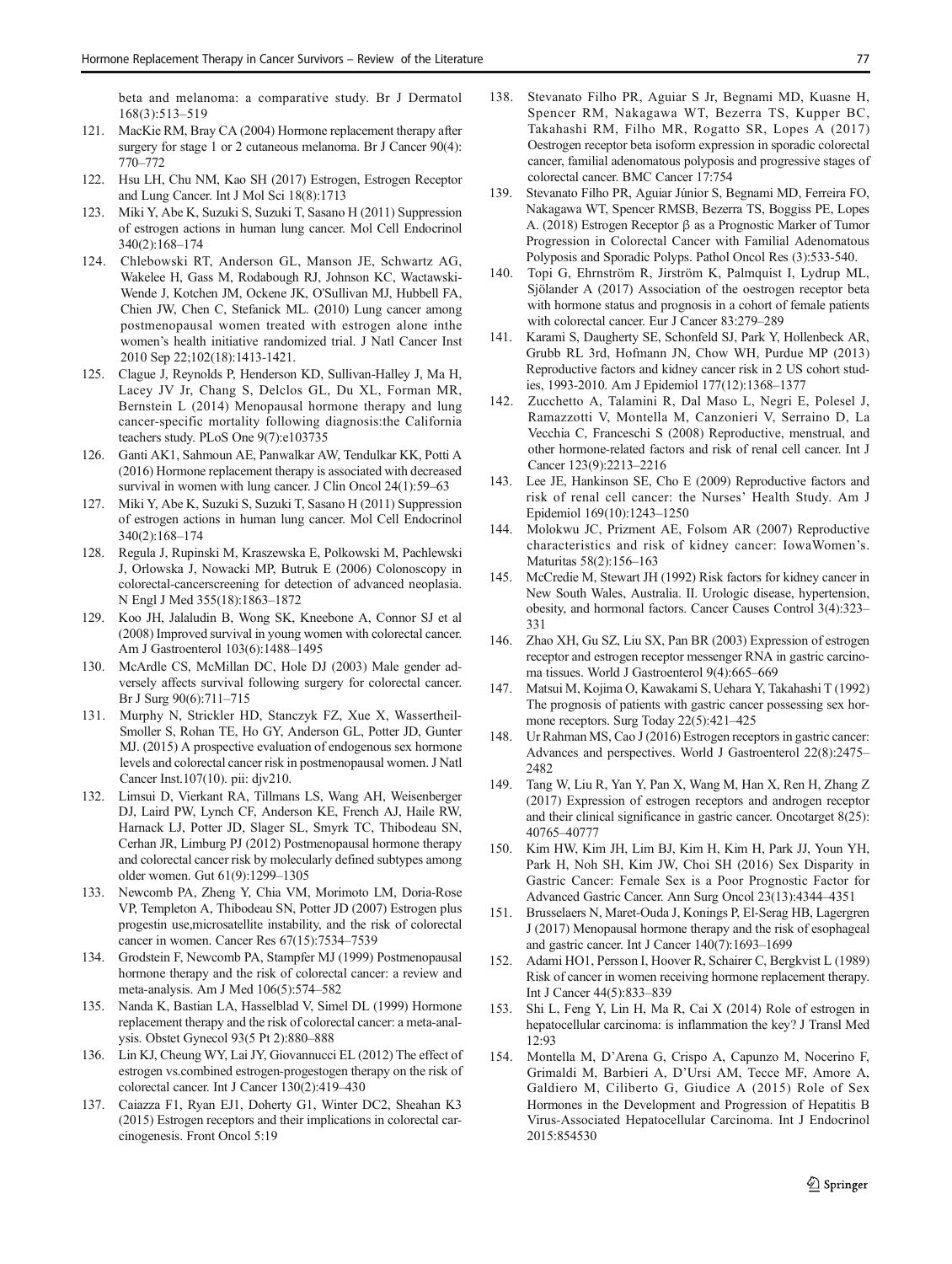beta and melanoma: a comparative study. Br J Dermatol 168(3):513–519

121. MacKie RM, Bray CA (2004) Hormone replacement therapy after surgery for stage 1 or 2 cutaneous melanoma. Br J Cancer 90(4): 770–772
122. Hsu LH, Chu NM, Kao SH (2017) Estrogen, Estrogen Receptor and Lung Cancer. Int J Mol Sci 18(8):1713
123. Miki Y, Abe K, Suzuki S, Suzuki T, Sasano H (2011) Suppression of estrogen actions in human lung cancer. Mol Cell Endocrinol 340(2):168–174
124. Chlebowski RT, Anderson GL, Manson JE, Schwartz AG, Wakelee H, Gass M, Rodabough RJ, Johnson KC, Wactawski-Wende J, Kotchen JM, Ockene JK, O'Sullivan MJ, Hubbell FA, Chien JW, Chen C, Stefanick ML. (2010) Lung cancer among postmenopausal women treated with estrogen alone inthe women's health initiative randomized trial. J Natl Cancer Inst 2010 Sep 22;102(18):1413-1421.
125. Clague J, Reynolds P, Henderson KD, Sullivan-Halley J, Ma H, Lacey JV Jr, Chang S, Delclos GL, Du XL, Forman MR, Bernstein L (2014) Menopausal hormone therapy and lung cancer-specific mortality following diagnosis:the California teachers study. PLoS One 9(7):e103735
126. Ganti AK1, Sahmoun AE, Panwalkar AW, Tendulkar KK, Potti A (2016) Hormone replacement therapy is associated with decreased survival in women with lung cancer. J Clin Oncol 24(1):59–63
127. Miki Y, Abe K, Suzuki S, Suzuki T, Sasano H (2011) Suppression of estrogen actions in human lung cancer. Mol Cell Endocrinol 340(2):168–174
128. Regula J, Rupinski M, Kraszewska E, Polkowski M, Pachlewski J, Orlowska J, Nowacki MP, Butruk E (2006) Colonoscopy in colorectal-cancerscreening for detection of advanced neoplasia. N Engl J Med 355(18):1863–1872
129. Koo JH, Jalaludin B, Wong SK, Kneebone A, Connor SJ et al (2008) Improved survival in young women with colorectal cancer. Am J Gastroenterol 103(6):1488–1495
130. McArdle CS, McMillan DC, Hole DJ (2003) Male gender adversely affects survival following surgery for colorectal cancer. Br J Surg 90(6):711–715
131. Murphy N, Strickler HD, Stanczyk FZ, Xue X, Wassertheil-Smoller S, Rohan TE, Ho GY, Anderson GL, Potter JD, Gunter MJ. (2015) A prospective evaluation of endogenous sex hormone levels and colorectal cancer risk in postmenopausal women. J Natl Cancer Inst.107(10). pii: djv210.
132. Limsui D, Vierkant RA, Tillmans LS, Wang AH, Weisenberger DJ, Laird PW, Lynch CF, Anderson KE, French AJ, Haile RW, Harnack LJ, Potter JD, Slager SL, Smyrk TC, Thibodeau SN, Cerhan JR, Limburg PJ (2012) Postmenopausal hormone therapy and colorectal cancer risk by molecularly defined subtypes among older women. Gut 61(9):1299–1305
133. Newcomb PA, Zheng Y, Chia VM, Morimoto LM, Doria-Rose VP, Templeton A, Thibodeau SN, Potter JD (2007) Estrogen plus progestin use,microsatellite instability, and the risk of colorectal cancer in women. Cancer Res 67(15):7534–7539
134. Grodstein F, Newcomb PA, Stampfer MJ (1999) Postmenopausal hormone therapy and the risk of colorectal cancer: a review and meta-analysis. Am J Med 106(5):574–582
135. Nanda K, Bastian LA, Hasselblad V, Simel DL (1999) Hormone replacement therapy and the risk of colorectal cancer: a meta-analysis. Obstet Gynecol 93(5 Pt 2):880–888
136. Lin KJ, Cheung WY, Lai JY, Giovannucci EL (2012) The effect of estrogen vs.combined estrogen-progestogen therapy on the risk of colorectal cancer. Int J Cancer 130(2):419–430
137. Caiazza F1, Ryan EJ1, Doherty G1, Winter DC2, Sheahan K3 (2015) Estrogen receptors and their implications in colorectal carcinogenesis. Front Oncol 5:19
138. Stevanato Filho PR, Aguiar S Jr, Begnami MD, Kuasne H, Spencer RM, Nakagawa WT, Bezerra TS, Kupper BC, Takahashi RM, Filho MR, Rogatto SR, Lopes A (2017) Oestrogen receptor beta isoform expression in sporadic colorectal cancer, familial adenomatous polyposis and progressive stages of colorectal cancer. BMC Cancer 17:754
139. Stevanato Filho PR, Aguiar Júnior S, Begnami MD, Ferreira FO, Nakagawa WT, Spencer RMSB, Bezerra TS, Boggiss PE, Lopes A. (2018) Estrogen Receptor β as a Prognostic Marker of Tumor Progression in Colorectal Cancer with Familial Adenomatous Polyposis and Sporadic Polyps. Pathol Oncol Res (3):533-540.
140. Topi G, Ehrnström R, Jirström K, Palmquist I, Lydrup ML, Sjölander A (2017) Association of the oestrogen receptor beta with hormone status and prognosis in a cohort of female patients with colorectal cancer. Eur J Cancer 83:279–289
141. Karami S, Daugherty SE, Schonfeld SJ, Park Y, Hollenbeck AR, Grubb RL 3rd, Hofmann JN, Chow WH, Purdue MP (2013) Reproductive factors and kidney cancer risk in 2 US cohort studies, 1993-2010. Am J Epidemiol 177(12):1368–1377
142. Zucchetto A, Talamini R, Dal Maso L, Negri E, Polesel J, Ramazzotti V, Montella M, Canzonieri V, Serraino D, La Vecchia C, Franceschi S (2008) Reproductive, menstrual, and other hormone-related factors and risk of renal cell cancer. Int J Cancer 123(9):2213–2216
143. Lee JE, Hankinson SE, Cho E (2009) Reproductive factors and risk of renal cell cancer: the Nurses' Health Study. Am J Epidemiol 169(10):1243–1250
144. Molokwu JC, Prizment AE, Folsom AR (2007) Reproductive characteristics and risk of kidney cancer: IowaWomen's. Maturitas 58(2):156–163
145. McCredie M, Stewart JH (1992) Risk factors for kidney cancer in New South Wales, Australia. II. Urologic disease, hypertension, obesity, and hormonal factors. Cancer Causes Control 3(4):323–331
146. Zhao XH, Gu SZ, Liu SX, Pan BR (2003) Expression of estrogen receptor and estrogen receptor messenger RNA in gastric carcinoma tissues. World J Gastroenterol 9(4):665–669
147. Matsui M, Kojima O, Kawakami S, Uehara Y, Takahashi T (1992) The prognosis of patients with gastric cancer possessing sex hormone receptors. Surg Today 22(5):421–425
148. Ur Rahman MS, Cao J (2016) Estrogen receptors in gastric cancer: Advances and perspectives. World J Gastroenterol 22(8):2475–2482
149. Tang W, Liu R, Yan Y, Pan X, Wang M, Han X, Ren H, Zhang Z (2017) Expression of estrogen receptors and androgen receptor and their clinical significance in gastric cancer. Oncotarget 8(25): 40765–40777
150. Kim HW, Kim JH, Lim BJ, Kim H, Kim H, Park JJ, Youn YH, Park H, Noh SH, Kim JW, Choi SH (2016) Sex Disparity in Gastric Cancer: Female Sex is a Poor Prognostic Factor for Advanced Gastric Cancer. Ann Surg Oncol 23(13):4344–4351
151. Brusselaers N, Maret-Ouda J, Konings P, El-Serag HB, Lagergren J (2017) Menopausal hormone therapy and the risk of esophageal and gastric cancer. Int J Cancer 140(7):1693–1699
152. Adami HO1, Persson I, Hoover R, Schairer C, Bergkvist L (1989) Risk of cancer in women receiving hormone replacement therapy. Int J Cancer 44(5):833–839
153. Shi L, Feng Y, Lin H, Ma R, Cai X (2014) Role of estrogen in hepatocellular carcinoma: is inflammation the key? J Transl Med 12:93
154. Montella M, D'Arena G, Crispo A, Capunzo M, Nocerino F, Grimaldi M, Barbieri A, D'Ursi AM, Tecce MF, Amore A, Galdiero M, Ciliberto G, Giudice A (2015) Role of Sex Hormones in the Development and Progression of Hepatitis B Virus-Associated Hepatocellular Carcinoma. Int J Endocrinol 2015:854530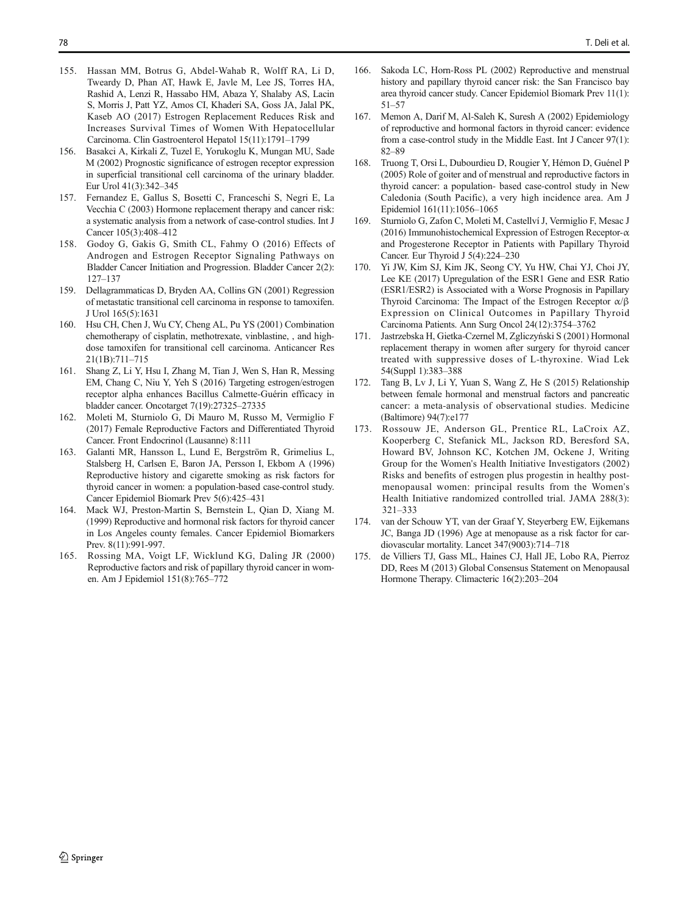155. Hassan MM, Botrus G, Abdel-Wahab R, Wolff RA, Li D, Tweardy D, Phan AT, Hawk E, Javle M, Lee JS, Torres HA, Rashid A, Lenzi R, Hassabo HM, Abaza Y, Shalaby AS, Lacin S, Morris J, Patt YZ, Amos CI, Khaderi SA, Goss JA, Jalal PK, Kaseb AO (2017) Estrogen Replacement Reduces Risk and Increases Survival Times of Women With Hepatocellular Carcinoma. Clin Gastroenterol Hepatol 15(11):1791–1799
156. Basakci A, Kirkali Z, Tuzel E, Yorukoglu K, Mungan MU, Sade M (2002) Prognostic significance of estrogen receptor expression in superficial transitional cell carcinoma of the urinary bladder. Eur Urol 41(3):342–345
157. Fernandez E, Gallus S, Bosetti C, Franceschi S, Negri E, La Vecchia C (2003) Hormone replacement therapy and cancer risk: a systematic analysis from a network of case-control studies. Int J Cancer 105(3):408–412
158. Godoy G, Gakis G, Smith CL, Fahmy O (2016) Effects of Androgen and Estrogen Receptor Signaling Pathways on Bladder Cancer Initiation and Progression. Bladder Cancer 2(2): 127–137
159. Dellagrammaticas D, Bryden AA, Collins GN (2001) Regression of metastatic transitional cell carcinoma in response to tamoxifen. J Urol 165(5):1631
160. Hsu CH, Chen J, Wu CY, Cheng AL, Pu YS (2001) Combination chemotherapy of cisplatin, methotrexate, vinblastine, , and high-dose tamoxifen for transitional cell carcinoma. Anticancer Res 21(1B):711–715
161. Shang Z, Li Y, Hsu I, Zhang M, Tian J, Wen S, Han R, Messing EM, Chang C, Niu Y, Yeh S (2016) Targeting estrogen/estrogen receptor alpha enhances Bacillus Calmette-Guérin efficacy in bladder cancer. Oncotarget 7(19):27325–27335
162. Moleti M, Sturniolo G, Di Mauro M, Russo M, Vermiglio F (2017) Female Reproductive Factors and Differentiated Thyroid Cancer. Front Endocrinol (Lausanne) 8:111
163. Galanti MR, Hansson L, Lund E, Bergström R, Grimelius L, Stalsberg H, Carlsen E, Baron JA, Persson I, Ekbom A (1996) Reproductive history and cigarette smoking as risk factors for thyroid cancer in women: a population-based case-control study. Cancer Epidemiol Biomark Prev 5(6):425–431
164. Mack WJ, Preston-Martin S, Bernstein L, Qian D, Xiang M. (1999) Reproductive and hormonal risk factors for thyroid cancer in Los Angeles county females. Cancer Epidemiol Biomarkers Prev. 8(11):991-997.
165. Rossing MA, Voigt LF, Wicklund KG, Daling JR (2000) Reproductive factors and risk of papillary thyroid cancer in women. Am J Epidemiol 151(8):765–772
166. Sakoda LC, Horn-Ross PL (2002) Reproductive and menstrual history and papillary thyroid cancer risk: the San Francisco bay area thyroid cancer study. Cancer Epidemiol Biomark Prev 11(1): 51–57
167. Memon A, Darif M, Al-Saleh K, Suresh A (2002) Epidemiology of reproductive and hormonal factors in thyroid cancer: evidence from a case-control study in the Middle East. Int J Cancer 97(1): 82–89
168. Truong T, Orsi L, Dubourdieu D, Rougier Y, Hémon D, Guénel P (2005) Role of goiter and of menstrual and reproductive factors in thyroid cancer: a population- based case-control study in New Caledonia (South Pacific), a very high incidence area. Am J Epidemiol 161(11):1056–1065
169. Sturniolo G, Zafon C, Moleti M, Castellví J, Vermiglio F, Mesac J (2016) Immunohistochemical Expression of Estrogen Receptor-α and Progesterone Receptor in Patients with Papillary Thyroid Cancer. Eur Thyroid J 5(4):224–230
170. Yi JW, Kim SJ, Kim JK, Seong CY, Yu HW, Chai YJ, Choi JY, Lee KE (2017) Upregulation of the ESR1 Gene and ESR Ratio (ESR1/ESR2) is Associated with a Worse Prognosis in Papillary Thyroid Carcinoma: The Impact of the Estrogen Receptor α/β Expression on Clinical Outcomes in Papillary Thyroid Carcinoma Patients. Ann Surg Oncol 24(12):3754–3762
171. Jastrzebska H, Gietka-Czernel M, Zgliczyński S (2001) Hormonal replacement therapy in women after surgery for thyroid cancer treated with suppressive doses of L-thyroxine. Wiad Lek 54(Suppl 1):383–388
172. Tang B, Lv J, Li Y, Yuan S, Wang Z, He S (2015) Relationship between female hormonal and menstrual factors and pancreatic cancer: a meta-analysis of observational studies. Medicine (Baltimore) 94(7):e177
173. Rossouw JE, Anderson GL, Prentice RL, LaCroix AZ, Kooperberg C, Stefanick ML, Jackson RD, Beresford SA, Howard BV, Johnson KC, Kotchen JM, Ockene J, Writing Group for the Women's Health Initiative Investigators (2002) Risks and benefits of estrogen plus progestin in healthy post-menopausal women: principal results from the Women's Health Initiative randomized controlled trial. JAMA 288(3): 321–333
174. van der Schouw YT, van der Graaf Y, Steyerberg EW, Eijkemans JC, Banga JD (1996) Age at menopause as a risk factor for cardiovascular mortality. Lancet 347(9003):714–718
175. de Villiers TJ, Gass ML, Haines CJ, Hall JE, Lobo RA, Pierroz DD, Rees M (2013) Global Consensus Statement on Menopausal Hormone Therapy. Climacteric 16(2):203–204